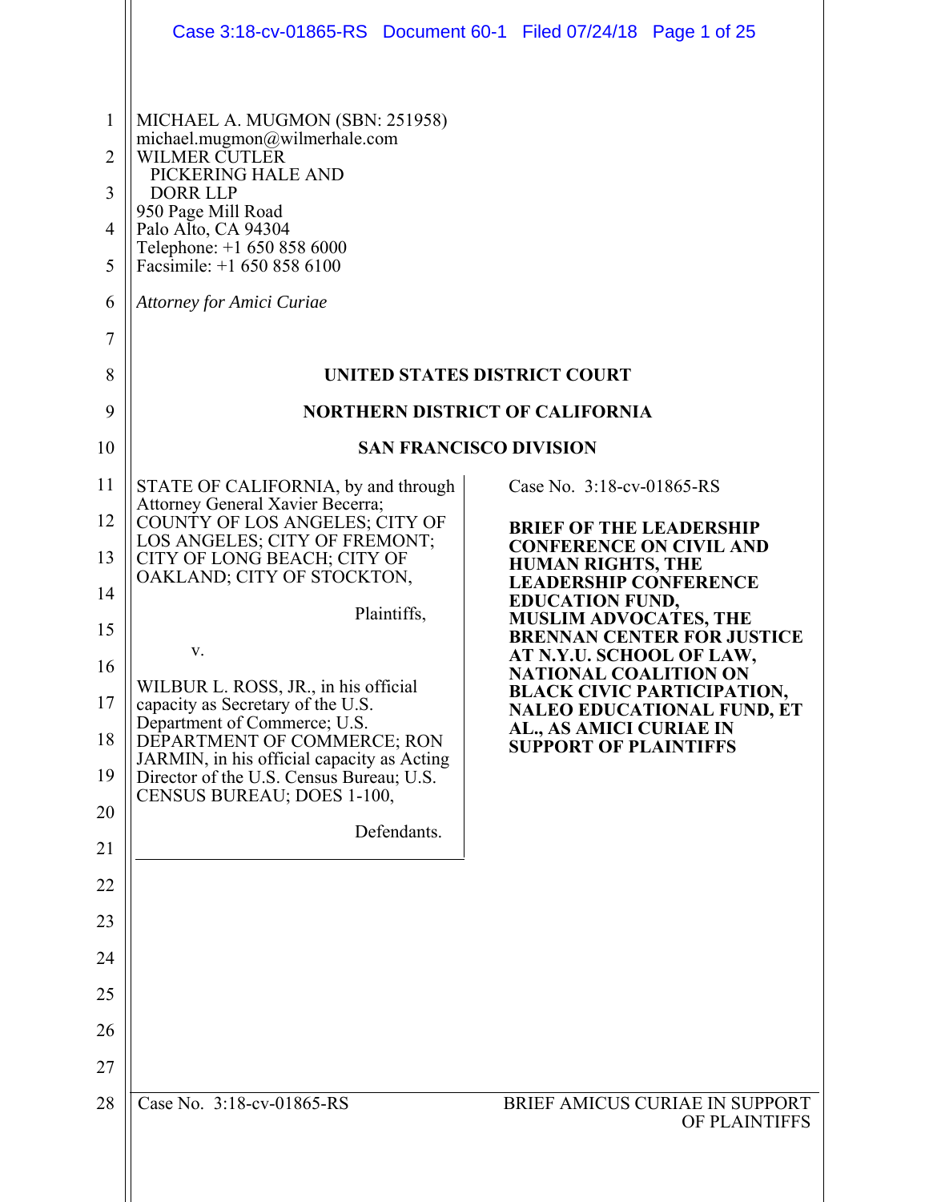MICHAEL A. MUGMON (SBN: 251958)
michael.mugmon@wilmerhale.com
WILMER CUTLER
PICKERING HALE AND
DORR LLP
950 Page Mill Road
Palo Alto, CA 94304
Telephone: +1 650 858 6000
Facsimile: +1 650 858 6100

*Attorney for Amici Curiae*

**UNITED STATES DISTRICT COURT**

**NORTHERN DISTRICT OF CALIFORNIA**

**SAN FRANCISCO DIVISION**

STATE OF CALIFORNIA, by and through Attorney General Xavier Becerra; COUNTY OF LOS ANGELES; CITY OF LOS ANGELES; CITY OF FREMONT; CITY OF LONG BEACH; CITY OF OAKLAND; CITY OF STOCKTON,

Plaintiffs,

v.

WILBUR L. ROSS, JR., in his official capacity as Secretary of the U.S. Department of Commerce; U.S. DEPARTMENT OF COMMERCE; RON JARMIN, in his official capacity as Acting Director of the U.S. Census Bureau; U.S. CENSUS BUREAU; DOES 1-100,

Defendants.

Case No. 3:18-cv-01865-RS

**BRIEF OF THE LEADERSHIP CONFERENCE ON CIVIL AND HUMAN RIGHTS, THE LEADERSHIP CONFERENCE EDUCATION FUND, MUSLIM ADVOCATES, THE BRENNAN CENTER FOR JUSTICE AT N.Y.U. SCHOOL OF LAW, NATIONAL COALITION ON BLACK CIVIC PARTICIPATION, NALEO EDUCATIONAL FUND, ET AL., AS AMICI CURIAE IN SUPPORT OF PLAINTIFFS**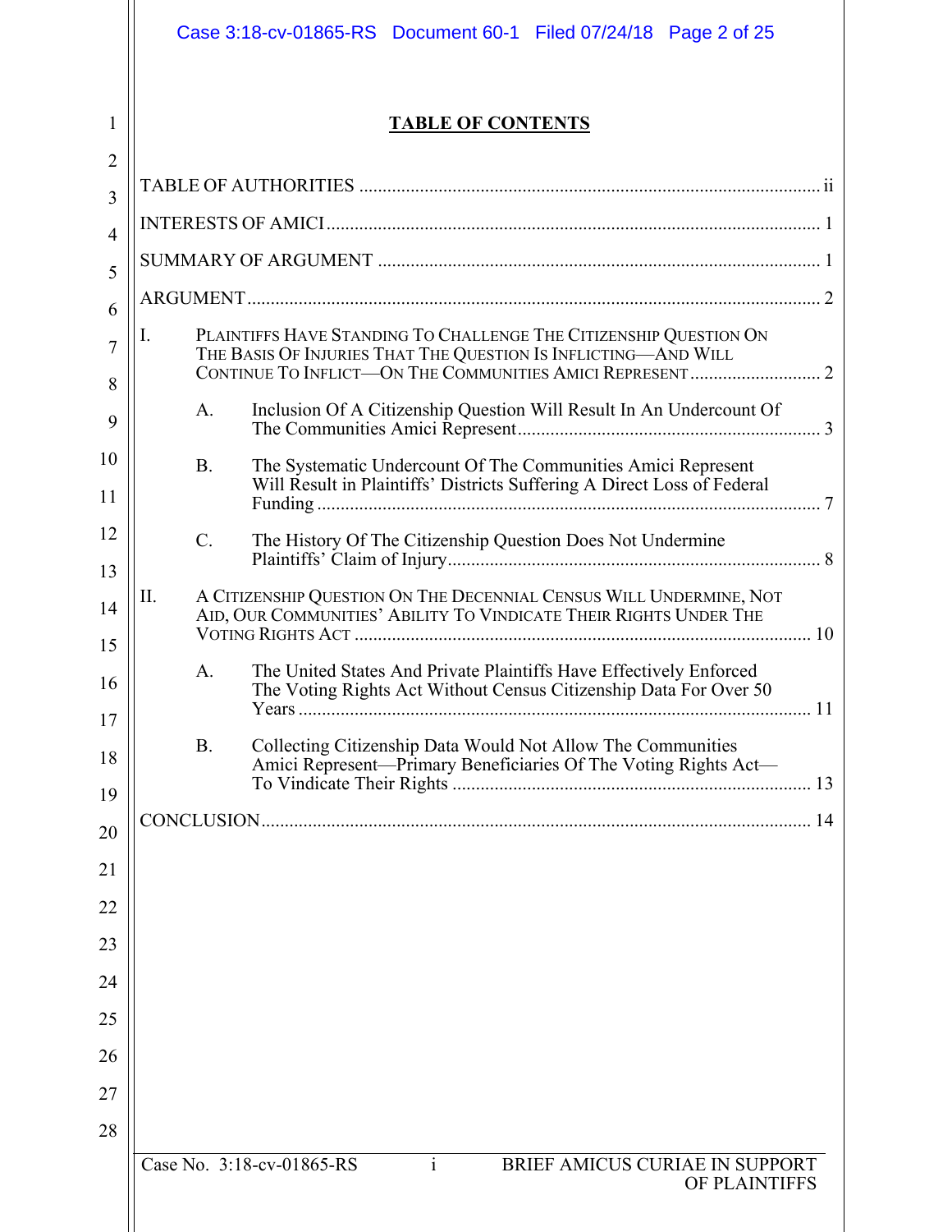# TABLE OF CONTENTS

TABLE OF AUTHORITIES ........ ii

INTERESTS OF AMICI ........ 1

SUMMARY OF ARGUMENT ........ 1

ARGUMENT ........ 2

I. PLAINTIFFS HAVE STANDING TO CHALLENGE THE CITIZENSHIP QUESTION ON THE BASIS OF INJURIES THAT THE QUESTION IS INFLICTING—AND WILL CONTINUE TO INFLICT—ON THE COMMUNITIES AMICI REPRESENT ........ 2

   A. Inclusion Of A Citizenship Question Will Result In An Undercount Of The Communities Amici Represent ........ 3

   B. The Systematic Undercount Of The Communities Amici Represent Will Result in Plaintiffs' Districts Suffering A Direct Loss of Federal Funding ........ 7

   C. The History Of The Citizenship Question Does Not Undermine Plaintiffs' Claim of Injury ........ 8

II. A CITIZENSHIP QUESTION ON THE DECENNIAL CENSUS WILL UNDERMINE, NOT AID, OUR COMMUNITIES' ABILITY TO VINDICATE THEIR RIGHTS UNDER THE VOTING RIGHTS ACT ........ 10

   A. The United States And Private Plaintiffs Have Effectively Enforced The Voting Rights Act Without Census Citizenship Data For Over 50 Years ........ 11

   B. Collecting Citizenship Data Would Not Allow The Communities Amici Represent—Primary Beneficiaries Of The Voting Rights Act—To Vindicate Their Rights ........ 13

CONCLUSION ........ 14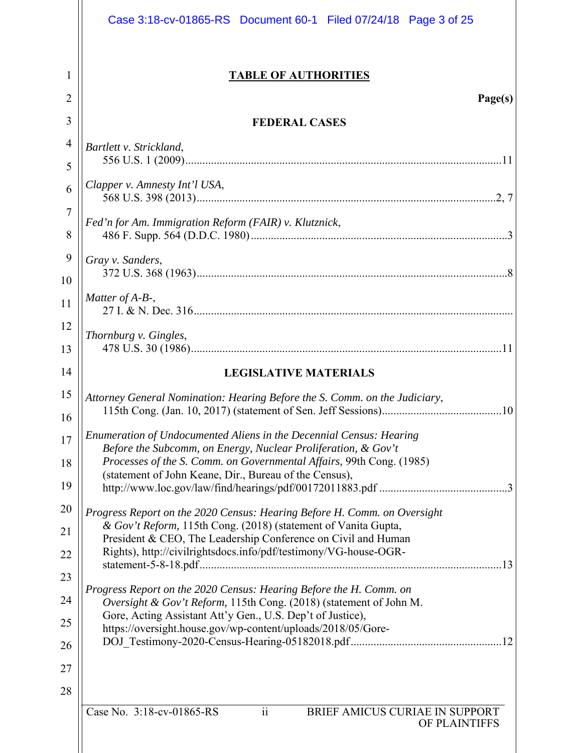## TABLE OF AUTHORITIES

**Page(s)**

### FEDERAL CASES

*Bartlett v. Strickland*, 556 U.S. 1 (2009) .......... 11

*Clapper v. Amnesty Int'l USA*, 568 U.S. 398 (2013) .......... 2, 7

*Fed'n for Am. Immigration Reform (FAIR) v. Klutznick*, 486 F. Supp. 564 (D.D.C. 1980) .......... 3

*Gray v. Sanders*, 372 U.S. 368 (1963) .......... 8

*Matter of A-B-*, 27 I. & N. Dec. 316 ..........

*Thornburg v. Gingles*, 478 U.S. 30 (1986) .......... 11

### LEGISLATIVE MATERIALS

*Attorney General Nomination: Hearing Before the S. Comm. on the Judiciary*, 115th Cong. (Jan. 10, 2017) (statement of Sen. Jeff Sessions) .......... 10

*Enumeration of Undocumented Aliens in the Decennial Census: Hearing Before the Subcomm, on Energy, Nuclear Proliferation, & Gov't Processes of the S. Comm. on Governmental Affairs,* 99th Cong. (1985) (statement of John Keane, Dir., Bureau of the Census), http://www.loc.gov/law/find/hearings/pdf/00172011883.pdf .......... 3

*Progress Report on the 2020 Census: Hearing Before H. Comm. on Oversight & Gov't Reform,* 115th Cong. (2018) (statement of Vanita Gupta, President & CEO, The Leadership Conference on Civil and Human Rights), http://civilrightsdocs.info/pdf/testimony/VG-house-OGR-statement-5-8-18.pdf .......... 13

*Progress Report on the 2020 Census: Hearing Before the H. Comm. on Oversight & Gov't Reform,* 115th Cong. (2018) (statement of John M. Gore, Acting Assistant Att'y Gen., U.S. Dep't of Justice), https://oversight.house.gov/wp-content/uploads/2018/05/Gore-DOJ_Testimony-2020-Census-Hearing-05182018.pdf .......... 12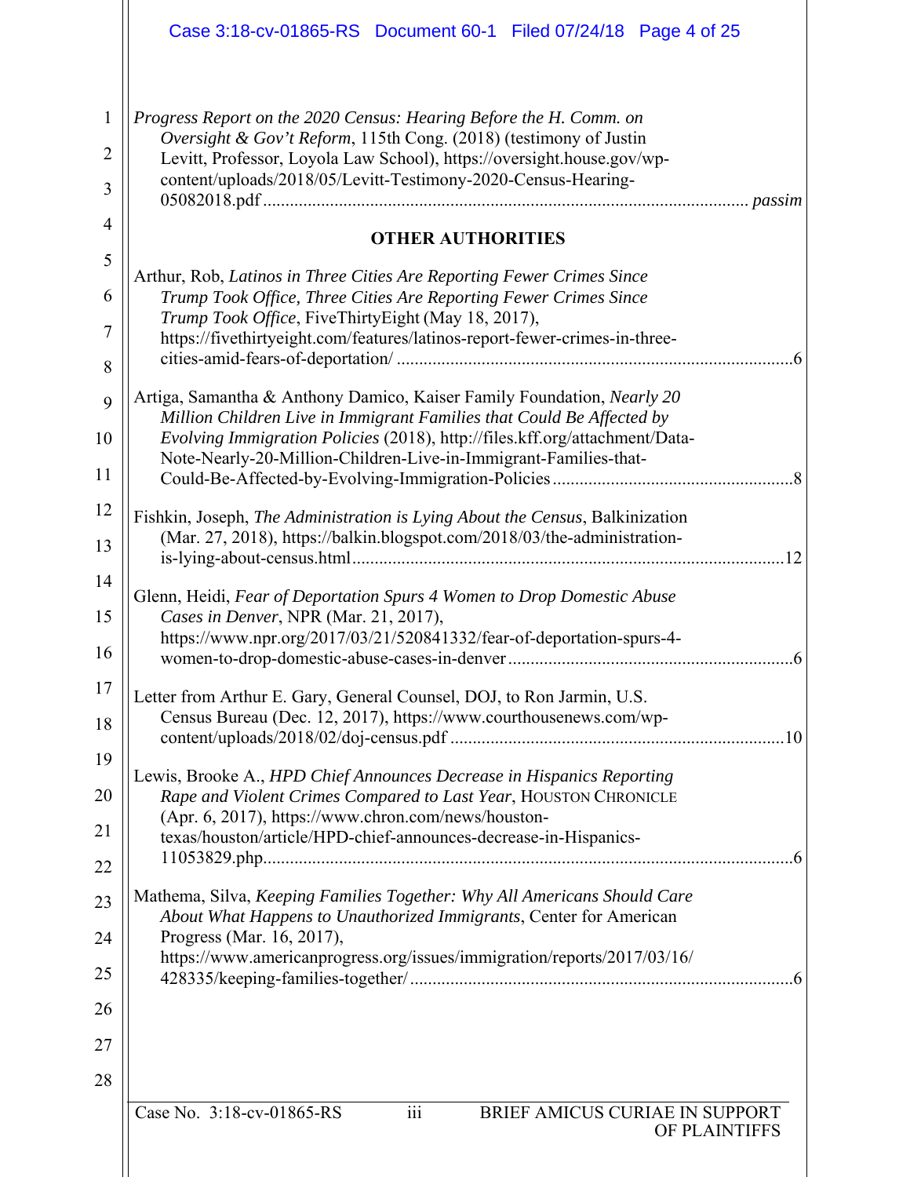*Progress Report on the 2020 Census: Hearing Before the H. Comm. on Oversight & Gov't Reform*, 115th Cong. (2018) (testimony of Justin Levitt, Professor, Loyola Law School), https://oversight.house.gov/wp-content/uploads/2018/05/Levitt-Testimony-2020-Census-Hearing-05082018.pdf ........ *passim*

**OTHER AUTHORITIES**

Arthur, Rob, *Latinos in Three Cities Are Reporting Fewer Crimes Since Trump Took Office, Three Cities Are Reporting Fewer Crimes Since Trump Took Office*, FiveThirtyEight (May 18, 2017), https://fivethirtyeight.com/features/latinos-report-fewer-crimes-in-three-cities-amid-fears-of-deportation/ ........ 6

Artiga, Samantha & Anthony Damico, Kaiser Family Foundation, *Nearly 20 Million Children Live in Immigrant Families that Could Be Affected by Evolving Immigration Policies* (2018), http://files.kff.org/attachment/Data-Note-Nearly-20-Million-Children-Live-in-Immigrant-Families-that-Could-Be-Affected-by-Evolving-Immigration-Policies ........ 8

Fishkin, Joseph, *The Administration is Lying About the Census*, Balkinization (Mar. 27, 2018), https://balkin.blogspot.com/2018/03/the-administration-is-lying-about-census.html ........ 12

Glenn, Heidi, *Fear of Deportation Spurs 4 Women to Drop Domestic Abuse Cases in Denver*, NPR (Mar. 21, 2017), https://www.npr.org/2017/03/21/520841332/fear-of-deportation-spurs-4-women-to-drop-domestic-abuse-cases-in-denver ........ 6

Letter from Arthur E. Gary, General Counsel, DOJ, to Ron Jarmin, U.S. Census Bureau (Dec. 12, 2017), https://www.courthousenews.com/wp-content/uploads/2018/02/doj-census.pdf ........ 10

Lewis, Brooke A., *HPD Chief Announces Decrease in Hispanics Reporting Rape and Violent Crimes Compared to Last Year*, HOUSTON CHRONICLE (Apr. 6, 2017), https://www.chron.com/news/houston-texas/houston/article/HPD-chief-announces-decrease-in-Hispanics-11053829.php ........ 6

Mathema, Silva, *Keeping Families Together: Why All Americans Should Care About What Happens to Unauthorized Immigrants*, Center for American Progress (Mar. 16, 2017), https://www.americanprogress.org/issues/immigration/reports/2017/03/16/428335/keeping-families-together/ ........ 6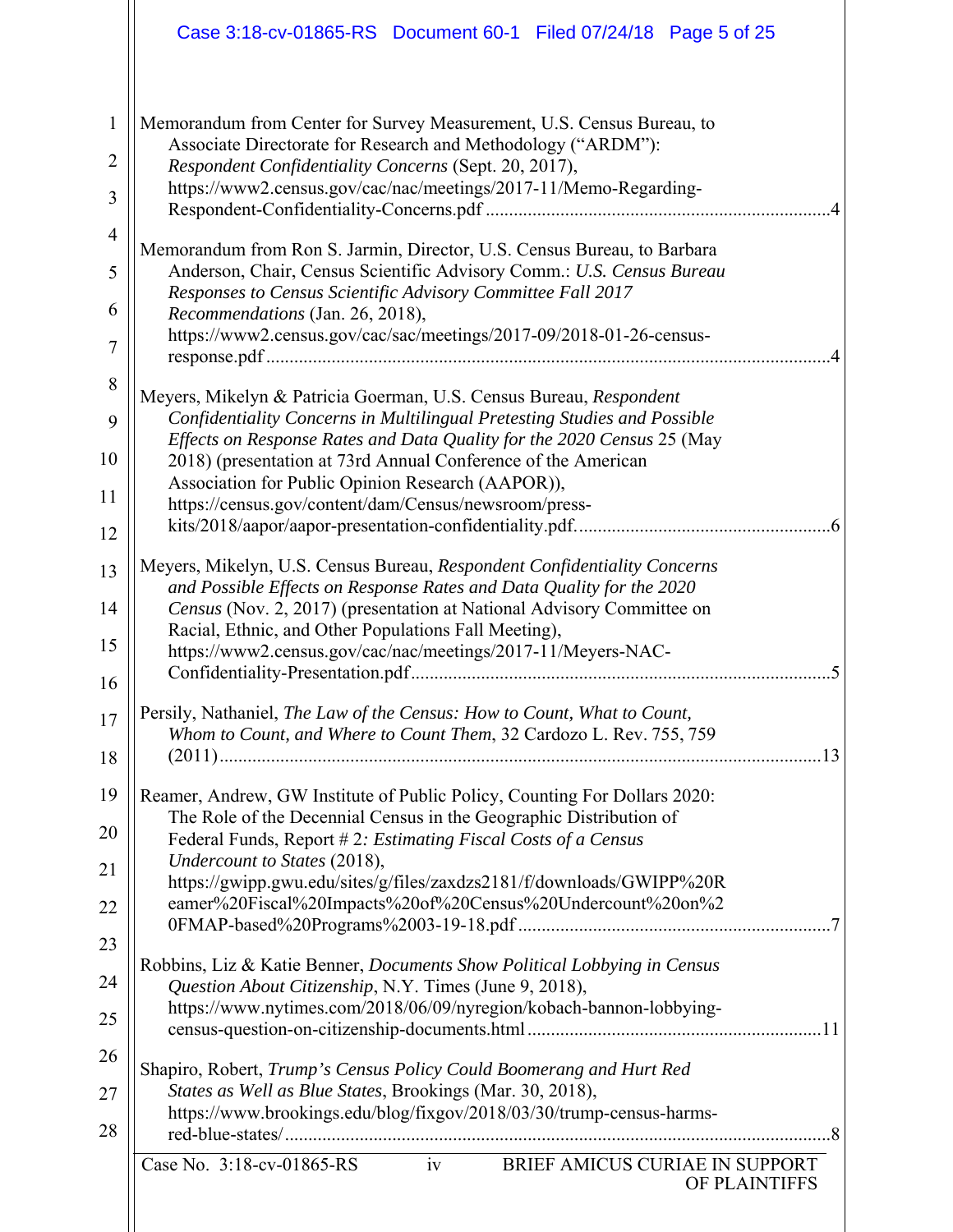Memorandum from Center for Survey Measurement, U.S. Census Bureau, to Associate Directorate for Research and Methodology ("ARDM"): *Respondent Confidentiality Concerns* (Sept. 20, 2017), https://www2.census.gov/cac/nac/meetings/2017-11/Memo-Regarding-Respondent-Confidentiality-Concerns.pdf ......... 4

Memorandum from Ron S. Jarmin, Director, U.S. Census Bureau, to Barbara Anderson, Chair, Census Scientific Advisory Comm.: *U.S. Census Bureau Responses to Census Scientific Advisory Committee Fall 2017 Recommendations* (Jan. 26, 2018), https://www2.census.gov/cac/sac/meetings/2017-09/2018-01-26-census-response.pdf ......... 4

Meyers, Mikelyn & Patricia Goerman, U.S. Census Bureau, *Respondent Confidentiality Concerns in Multilingual Pretesting Studies and Possible Effects on Response Rates and Data Quality for the 2020 Census* 25 (May 2018) (presentation at 73rd Annual Conference of the American Association for Public Opinion Research (AAPOR)), https://census.gov/content/dam/Census/newsroom/press-kits/2018/aapor/aapor-presentation-confidentiality.pdf. ......... 6

Meyers, Mikelyn, U.S. Census Bureau, *Respondent Confidentiality Concerns and Possible Effects on Response Rates and Data Quality for the 2020 Census* (Nov. 2, 2017) (presentation at National Advisory Committee on Racial, Ethnic, and Other Populations Fall Meeting), https://www2.census.gov/cac/nac/meetings/2017-11/Meyers-NAC-Confidentiality-Presentation.pdf ......... 5

Persily, Nathaniel, *The Law of the Census: How to Count, What to Count, Whom to Count, and Where to Count Them*, 32 Cardozo L. Rev. 755, 759 (2011) ......... 13

Reamer, Andrew, GW Institute of Public Policy, Counting For Dollars 2020: The Role of the Decennial Census in the Geographic Distribution of Federal Funds, Report # 2*: Estimating Fiscal Costs of a Census Undercount to States* (2018), https://gwipp.gwu.edu/sites/g/files/zaxdzs2181/f/downloads/GWIPP%20Reamer%20Fiscal%20Impacts%20of%20Census%20Undercount%20on%20FMAP-based%20Programs%2003-19-18.pdf ......... 7

Robbins, Liz & Katie Benner, *Documents Show Political Lobbying in Census Question About Citizenship*, N.Y. Times (June 9, 2018), https://www.nytimes.com/2018/06/09/nyregion/kobach-bannon-lobbying-census-question-on-citizenship-documents.html ......... 11

Shapiro, Robert, *Trump's Census Policy Could Boomerang and Hurt Red States as Well as Blue States*, Brookings (Mar. 30, 2018), https://www.brookings.edu/blog/fixgov/2018/03/30/trump-census-harms-red-blue-states/ ......... 8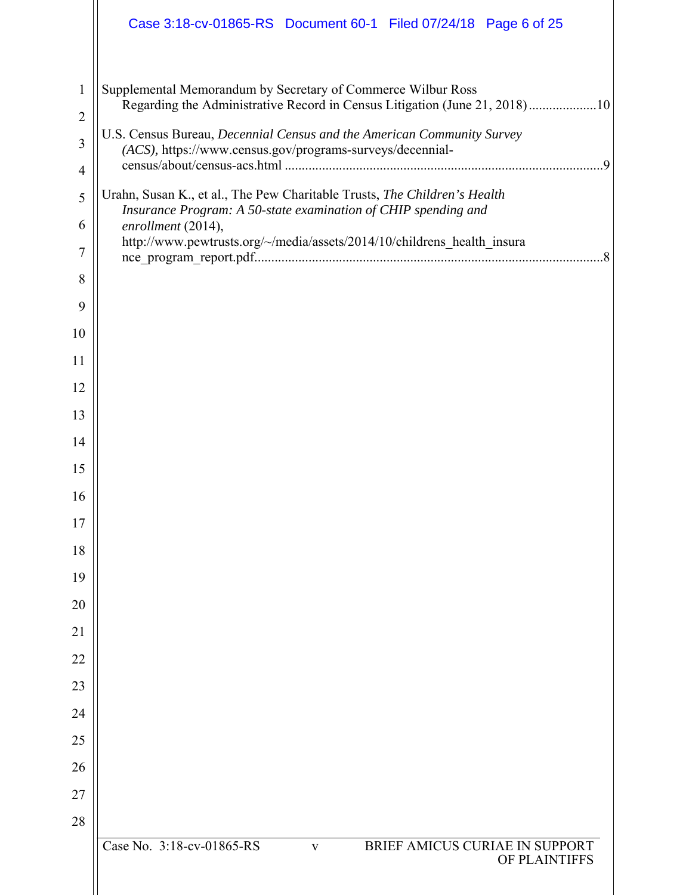Supplemental Memorandum by Secretary of Commerce Wilbur Ross Regarding the Administrative Record in Census Litigation (June 21, 2018) ....................10

U.S. Census Bureau, *Decennial Census and the American Community Survey (ACS),* https://www.census.gov/programs-surveys/decennial-census/about/census-acs.html ............................................................................................9

Urahn, Susan K., et al., The Pew Charitable Trusts, *The Children's Health Insurance Program: A 50-state examination of CHIP spending and enrollment* (2014), http://www.pewtrusts.org/~/media/assets/2014/10/childrens_health_insurance_program_report.pdf......................................................................................................8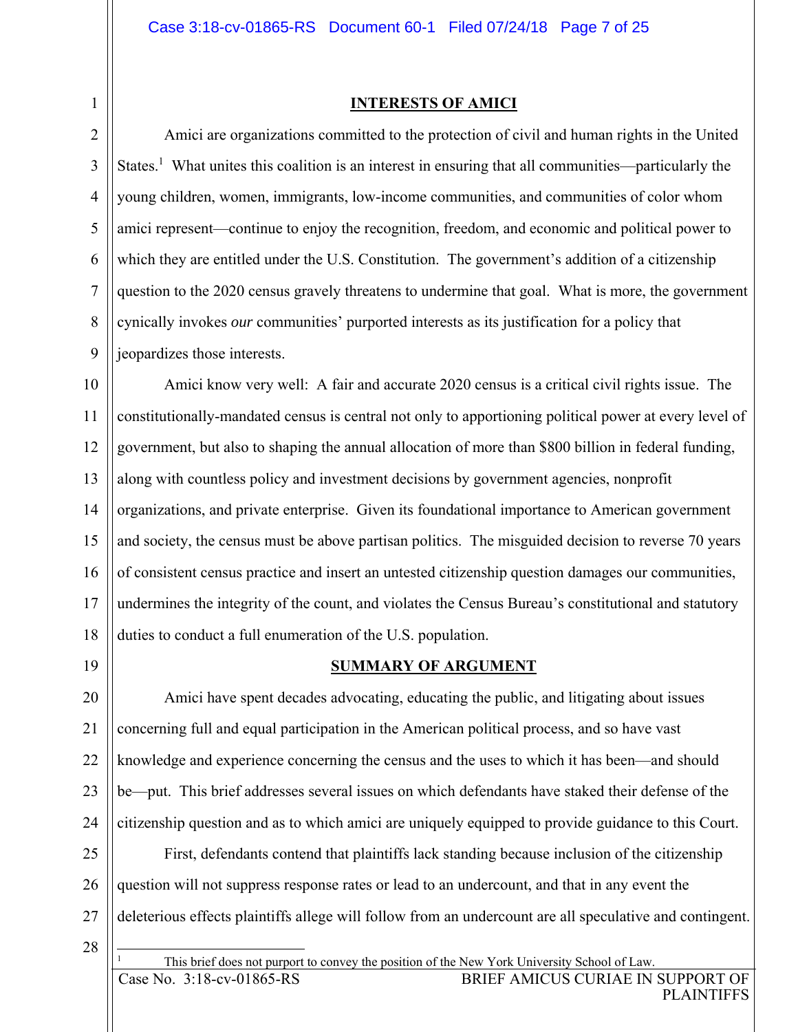## INTERESTS OF AMICI

Amici are organizations committed to the protection of civil and human rights in the United States.[1] What unites this coalition is an interest in ensuring that all communities—particularly the young children, women, immigrants, low-income communities, and communities of color whom amici represent—continue to enjoy the recognition, freedom, and economic and political power to which they are entitled under the U.S. Constitution. The government's addition of a citizenship question to the 2020 census gravely threatens to undermine that goal. What is more, the government cynically invokes *our* communities' purported interests as its justification for a policy that jeopardizes those interests.

Amici know very well: A fair and accurate 2020 census is a critical civil rights issue. The constitutionally-mandated census is central not only to apportioning political power at every level of government, but also to shaping the annual allocation of more than $800 billion in federal funding, along with countless policy and investment decisions by government agencies, nonprofit organizations, and private enterprise. Given its foundational importance to American government and society, the census must be above partisan politics. The misguided decision to reverse 70 years of consistent census practice and insert an untested citizenship question damages our communities, undermines the integrity of the count, and violates the Census Bureau's constitutional and statutory duties to conduct a full enumeration of the U.S. population.

## SUMMARY OF ARGUMENT

Amici have spent decades advocating, educating the public, and litigating about issues concerning full and equal participation in the American political process, and so have vast knowledge and experience concerning the census and the uses to which it has been—and should be—put. This brief addresses several issues on which defendants have staked their defense of the citizenship question and as to which amici are uniquely equipped to provide guidance to this Court.

First, defendants contend that plaintiffs lack standing because inclusion of the citizenship question will not suppress response rates or lead to an undercount, and that in any event the deleterious effects plaintiffs allege will follow from an undercount are all speculative and contingent.

[1] This brief does not purport to convey the position of the New York University School of Law.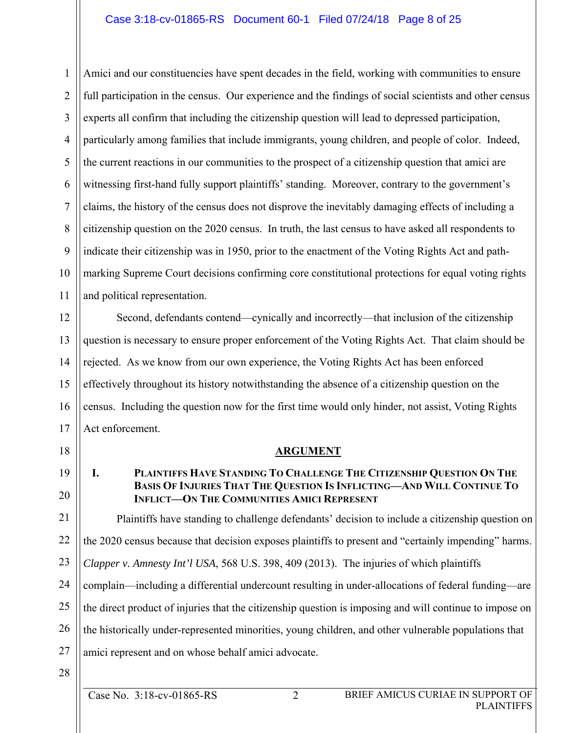Amici and our constituencies have spent decades in the field, working with communities to ensure full participation in the census. Our experience and the findings of social scientists and other census experts all confirm that including the citizenship question will lead to depressed participation, particularly among families that include immigrants, young children, and people of color. Indeed, the current reactions in our communities to the prospect of a citizenship question that amici are witnessing first-hand fully support plaintiffs' standing. Moreover, contrary to the government's claims, the history of the census does not disprove the inevitably damaging effects of including a citizenship question on the 2020 census. In truth, the last census to have asked all respondents to indicate their citizenship was in 1950, prior to the enactment of the Voting Rights Act and path-marking Supreme Court decisions confirming core constitutional protections for equal voting rights and political representation.

Second, defendants contend—cynically and incorrectly—that inclusion of the citizenship question is necessary to ensure proper enforcement of the Voting Rights Act. That claim should be rejected. As we know from our own experience, the Voting Rights Act has been enforced effectively throughout its history notwithstanding the absence of a citizenship question on the census. Including the question now for the first time would only hinder, not assist, Voting Rights Act enforcement.

## ARGUMENT

### I. PLAINTIFFS HAVE STANDING TO CHALLENGE THE CITIZENSHIP QUESTION ON THE BASIS OF INJURIES THAT THE QUESTION IS INFLICTING—AND WILL CONTINUE TO INFLICT—ON THE COMMUNITIES AMICI REPRESENT

Plaintiffs have standing to challenge defendants' decision to include a citizenship question on the 2020 census because that decision exposes plaintiffs to present and "certainly impending" harms. *Clapper v. Amnesty Int'l USA*, 568 U.S. 398, 409 (2013). The injuries of which plaintiffs complain—including a differential undercount resulting in under-allocations of federal funding—are the direct product of injuries that the citizenship question is imposing and will continue to impose on the historically under-represented minorities, young children, and other vulnerable populations that amici represent and on whose behalf amici advocate.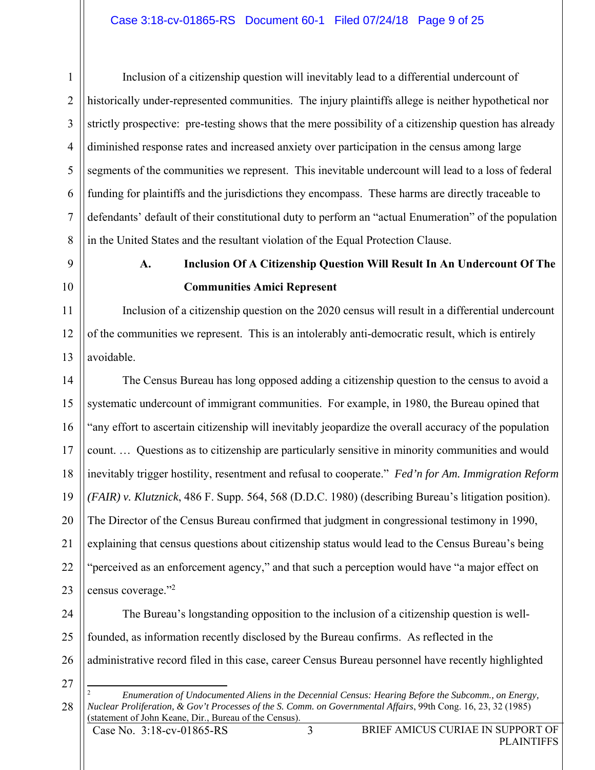Inclusion of a citizenship question will inevitably lead to a differential undercount of historically under-represented communities. The injury plaintiffs allege is neither hypothetical nor strictly prospective: pre-testing shows that the mere possibility of a citizenship question has already diminished response rates and increased anxiety over participation in the census among large segments of the communities we represent. This inevitable undercount will lead to a loss of federal funding for plaintiffs and the jurisdictions they encompass. These harms are directly traceable to defendants' default of their constitutional duty to perform an "actual Enumeration" of the population in the United States and the resultant violation of the Equal Protection Clause.

### A. Inclusion Of A Citizenship Question Will Result In An Undercount Of The Communities Amici Represent

Inclusion of a citizenship question on the 2020 census will result in a differential undercount of the communities we represent. This is an intolerably anti-democratic result, which is entirely avoidable.

The Census Bureau has long opposed adding a citizenship question to the census to avoid a systematic undercount of immigrant communities. For example, in 1980, the Bureau opined that "any effort to ascertain citizenship will inevitably jeopardize the overall accuracy of the population count. … Questions as to citizenship are particularly sensitive in minority communities and would inevitably trigger hostility, resentment and refusal to cooperate." *Fed'n for Am. Immigration Reform (FAIR) v. Klutznick*, 486 F. Supp. 564, 568 (D.D.C. 1980) (describing Bureau's litigation position). The Director of the Census Bureau confirmed that judgment in congressional testimony in 1990, explaining that census questions about citizenship status would lead to the Census Bureau's being "perceived as an enforcement agency," and that such a perception would have "a major effect on census coverage."[2]

The Bureau's longstanding opposition to the inclusion of a citizenship question is well-founded, as information recently disclosed by the Bureau confirms. As reflected in the administrative record filed in this case, career Census Bureau personnel have recently highlighted

---

[2] *Enumeration of Undocumented Aliens in the Decennial Census: Hearing Before the Subcomm., on Energy, Nuclear Proliferation, & Gov't Processes of the S. Comm. on Governmental Affairs*, 99th Cong. 16, 23, 32 (1985) (statement of John Keane, Dir., Bureau of the Census).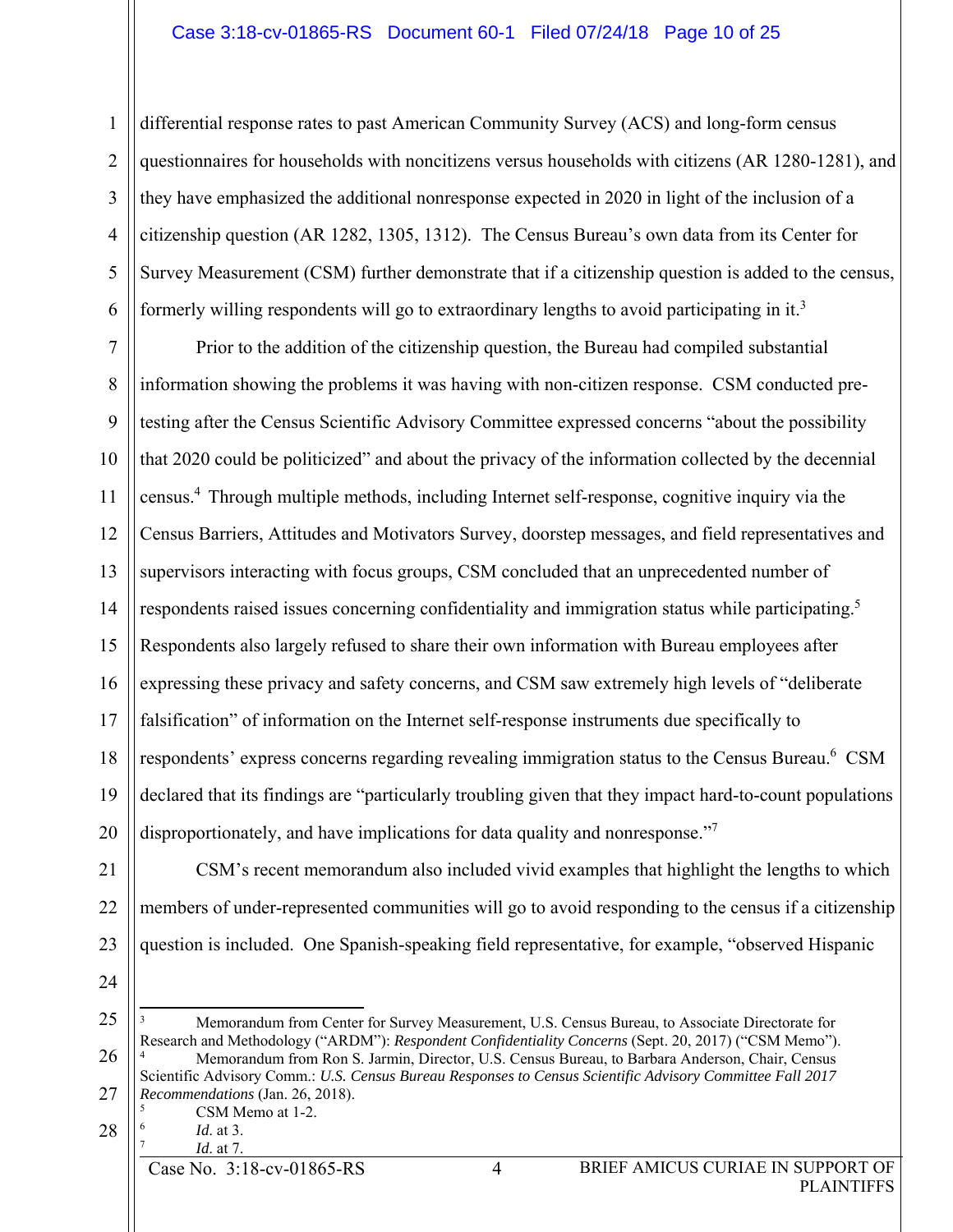differential response rates to past American Community Survey (ACS) and long-form census questionnaires for households with noncitizens versus households with citizens (AR 1280-1281), and they have emphasized the additional nonresponse expected in 2020 in light of the inclusion of a citizenship question (AR 1282, 1305, 1312). The Census Bureau's own data from its Center for Survey Measurement (CSM) further demonstrate that if a citizenship question is added to the census, formerly willing respondents will go to extraordinary lengths to avoid participating in it.[3]

Prior to the addition of the citizenship question, the Bureau had compiled substantial information showing the problems it was having with non-citizen response. CSM conducted pre-testing after the Census Scientific Advisory Committee expressed concerns "about the possibility that 2020 could be politicized" and about the privacy of the information collected by the decennial census.[4] Through multiple methods, including Internet self-response, cognitive inquiry via the Census Barriers, Attitudes and Motivators Survey, doorstep messages, and field representatives and supervisors interacting with focus groups, CSM concluded that an unprecedented number of respondents raised issues concerning confidentiality and immigration status while participating.[5] Respondents also largely refused to share their own information with Bureau employees after expressing these privacy and safety concerns, and CSM saw extremely high levels of "deliberate falsification" of information on the Internet self-response instruments due specifically to respondents' express concerns regarding revealing immigration status to the Census Bureau.[6] CSM declared that its findings are "particularly troubling given that they impact hard-to-count populations disproportionately, and have implications for data quality and nonresponse."[7]

CSM's recent memorandum also included vivid examples that highlight the lengths to which members of under-represented communities will go to avoid responding to the census if a citizenship question is included. One Spanish-speaking field representative, for example, "observed Hispanic

---

[3] Memorandum from Center for Survey Measurement, U.S. Census Bureau, to Associate Directorate for Research and Methodology ("ARDM"): *Respondent Confidentiality Concerns* (Sept. 20, 2017) ("CSM Memo").

[4] Memorandum from Ron S. Jarmin, Director, U.S. Census Bureau, to Barbara Anderson, Chair, Census Scientific Advisory Comm.: *U.S. Census Bureau Responses to Census Scientific Advisory Committee Fall 2017 Recommendations* (Jan. 26, 2018).

[5] CSM Memo at 1-2.

[6] *Id.* at 3.

[7] *Id.* at 7.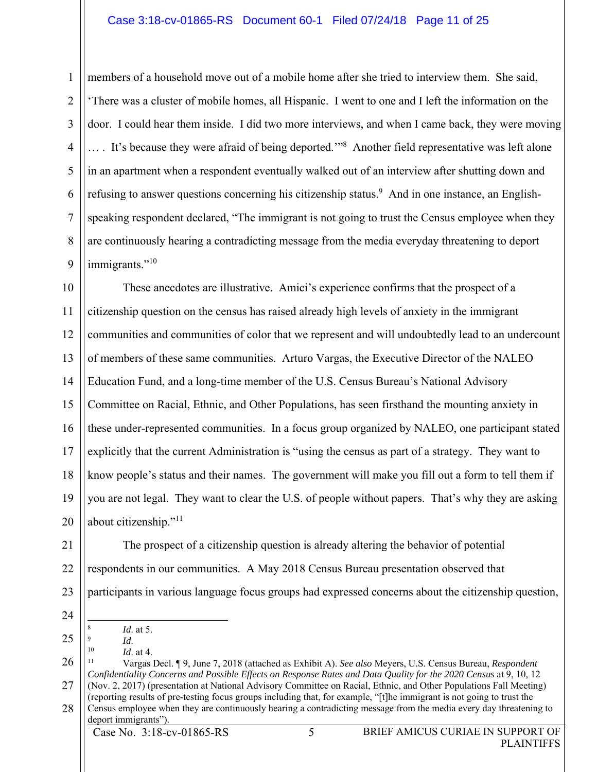members of a household move out of a mobile home after she tried to interview them. She said, 'There was a cluster of mobile homes, all Hispanic. I went to one and I left the information on the door. I could hear them inside. I did two more interviews, and when I came back, they were moving … . It's because they were afraid of being deported.'"[8] Another field representative was left alone in an apartment when a respondent eventually walked out of an interview after shutting down and refusing to answer questions concerning his citizenship status.[9] And in one instance, an English-speaking respondent declared, "The immigrant is not going to trust the Census employee when they are continuously hearing a contradicting message from the media everyday threatening to deport immigrants."[10]

These anecdotes are illustrative. Amici's experience confirms that the prospect of a citizenship question on the census has raised already high levels of anxiety in the immigrant communities and communities of color that we represent and will undoubtedly lead to an undercount of members of these same communities. Arturo Vargas, the Executive Director of the NALEO Education Fund, and a long-time member of the U.S. Census Bureau's National Advisory Committee on Racial, Ethnic, and Other Populations, has seen firsthand the mounting anxiety in these under-represented communities. In a focus group organized by NALEO, one participant stated explicitly that the current Administration is "using the census as part of a strategy. They want to know people's status and their names. The government will make you fill out a form to tell them if you are not legal. They want to clear the U.S. of people without papers. That's why they are asking about citizenship."[11]

The prospect of a citizenship question is already altering the behavior of potential respondents in our communities. A May 2018 Census Bureau presentation observed that participants in various language focus groups had expressed concerns about the citizenship question,

---

[8] *Id.* at 5.

[9] *Id.*

[10] *Id.* at 4.

[11] Vargas Decl. ¶ 9, June 7, 2018 (attached as Exhibit A). *See also* Meyers, U.S. Census Bureau, *Respondent Confidentiality Concerns and Possible Effects on Response Rates and Data Quality for the 2020 Census* at 9, 10, 12 (Nov. 2, 2017) (presentation at National Advisory Committee on Racial, Ethnic, and Other Populations Fall Meeting) (reporting results of pre-testing focus groups including that, for example, "[t]he immigrant is not going to trust the Census employee when they are continuously hearing a contradicting message from the media every day threatening to deport immigrants").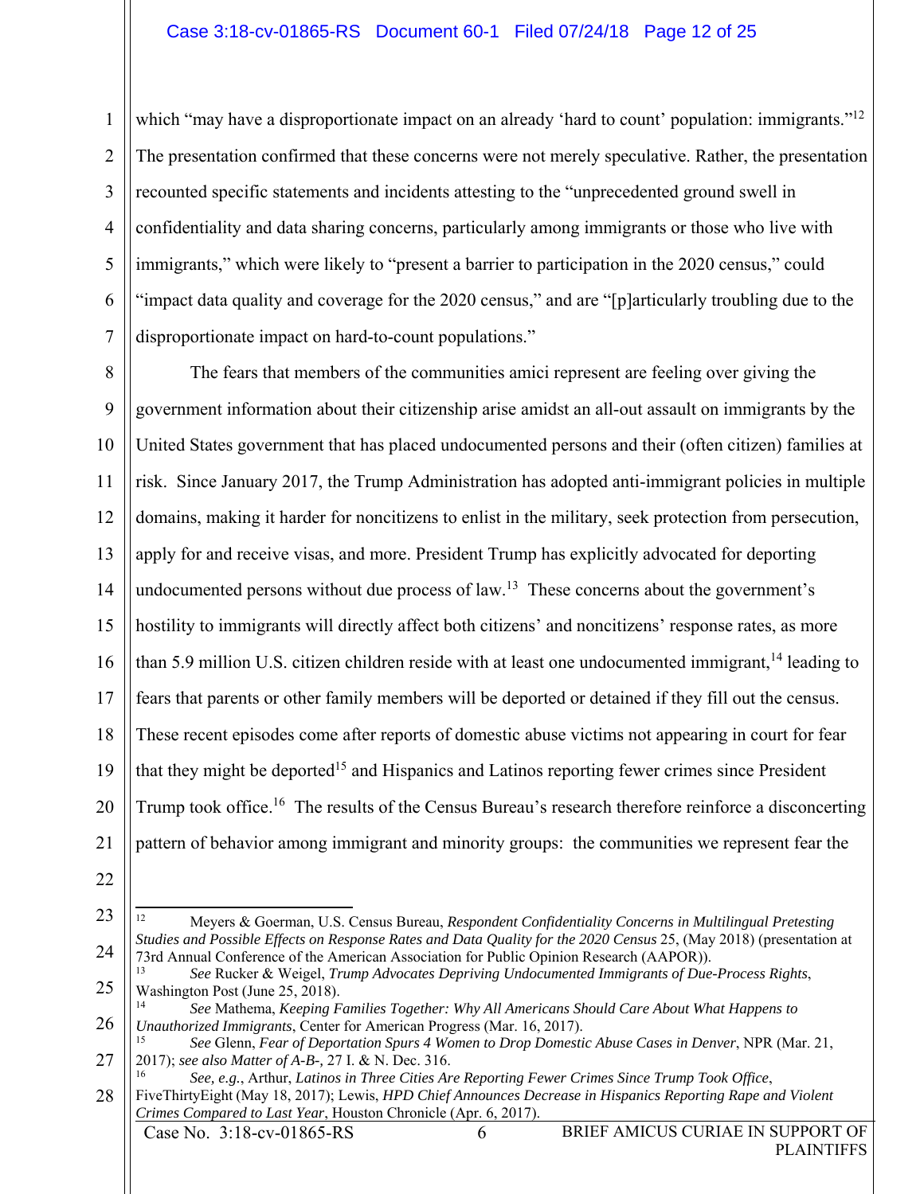which “may have a disproportionate impact on an already ‘hard to count’ population: immigrants.”[12] The presentation confirmed that these concerns were not merely speculative. Rather, the presentation recounted specific statements and incidents attesting to the “unprecedented ground swell in confidentiality and data sharing concerns, particularly among immigrants or those who live with immigrants,” which were likely to “present a barrier to participation in the 2020 census,” could “impact data quality and coverage for the 2020 census,” and are “[p]articularly troubling due to the disproportionate impact on hard-to-count populations.”

The fears that members of the communities amici represent are feeling over giving the government information about their citizenship arise amidst an all-out assault on immigrants by the United States government that has placed undocumented persons and their (often citizen) families at risk. Since January 2017, the Trump Administration has adopted anti-immigrant policies in multiple domains, making it harder for noncitizens to enlist in the military, seek protection from persecution, apply for and receive visas, and more. President Trump has explicitly advocated for deporting undocumented persons without due process of law.[13] These concerns about the government’s hostility to immigrants will directly affect both citizens’ and noncitizens’ response rates, as more than 5.9 million U.S. citizen children reside with at least one undocumented immigrant,[14] leading to fears that parents or other family members will be deported or detained if they fill out the census. These recent episodes come after reports of domestic abuse victims not appearing in court for fear that they might be deported[15] and Hispanics and Latinos reporting fewer crimes since President Trump took office.[16] The results of the Census Bureau’s research therefore reinforce a disconcerting pattern of behavior among immigrant and minority groups: the communities we represent fear the

---

[12] Meyers & Goerman, U.S. Census Bureau, *Respondent Confidentiality Concerns in Multilingual Pretesting Studies and Possible Effects on Response Rates and Data Quality for the 2020 Census* 25, (May 2018) (presentation at 73rd Annual Conference of the American Association for Public Opinion Research (AAPOR)).

[13] *See* Rucker & Weigel, *Trump Advocates Depriving Undocumented Immigrants of Due-Process Rights*, Washington Post (June 25, 2018).

[14] *See* Mathema, *Keeping Families Together: Why All Americans Should Care About What Happens to Unauthorized Immigrants*, Center for American Progress (Mar. 16, 2017).

[15] *See* Glenn, *Fear of Deportation Spurs 4 Women to Drop Domestic Abuse Cases in Denver*, NPR (Mar. 21, 2017); *see also Matter of A-B-*, 27 I. & N. Dec. 316.

[16] *See, e.g.*, Arthur, *Latinos in Three Cities Are Reporting Fewer Crimes Since Trump Took Office*, FiveThirtyEight (May 18, 2017); Lewis, *HPD Chief Announces Decrease in Hispanics Reporting Rape and Violent Crimes Compared to Last Year*, Houston Chronicle (Apr. 6, 2017).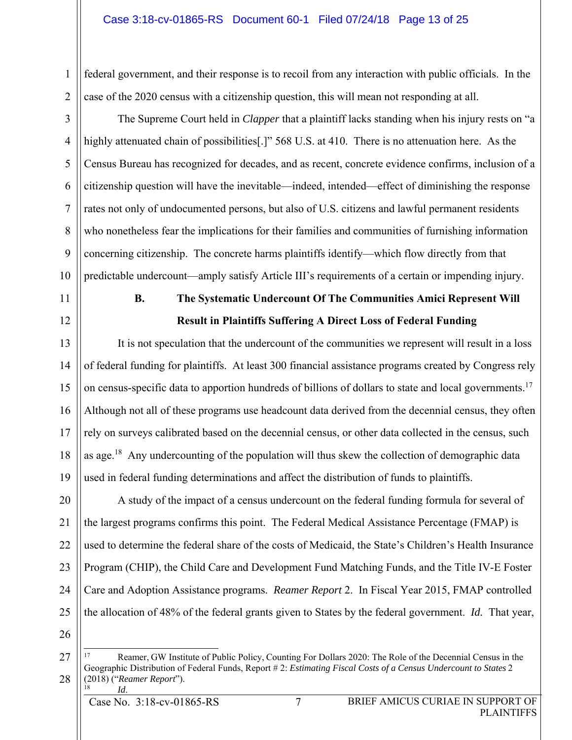federal government, and their response is to recoil from any interaction with public officials. In the case of the 2020 census with a citizenship question, this will mean not responding at all.

The Supreme Court held in *Clapper* that a plaintiff lacks standing when his injury rests on "a highly attenuated chain of possibilities[.]" 568 U.S. at 410. There is no attenuation here. As the Census Bureau has recognized for decades, and as recent, concrete evidence confirms, inclusion of a citizenship question will have the inevitable—indeed, intended—effect of diminishing the response rates not only of undocumented persons, but also of U.S. citizens and lawful permanent residents who nonetheless fear the implications for their families and communities of furnishing information concerning citizenship. The concrete harms plaintiffs identify—which flow directly from that predictable undercount—amply satisfy Article III's requirements of a certain or impending injury.

### B. The Systematic Undercount Of The Communities Amici Represent Will Result in Plaintiffs Suffering A Direct Loss of Federal Funding

It is not speculation that the undercount of the communities we represent will result in a loss of federal funding for plaintiffs. At least 300 financial assistance programs created by Congress rely on census-specific data to apportion hundreds of billions of dollars to state and local governments.[17] Although not all of these programs use headcount data derived from the decennial census, they often rely on surveys calibrated based on the decennial census, or other data collected in the census, such as age.[18] Any undercounting of the population will thus skew the collection of demographic data used in federal funding determinations and affect the distribution of funds to plaintiffs.

A study of the impact of a census undercount on the federal funding formula for several of the largest programs confirms this point. The Federal Medical Assistance Percentage (FMAP) is used to determine the federal share of the costs of Medicaid, the State's Children's Health Insurance Program (CHIP), the Child Care and Development Fund Matching Funds, and the Title IV-E Foster Care and Adoption Assistance programs. *Reamer Report* 2. In Fiscal Year 2015, FMAP controlled the allocation of 48% of the federal grants given to States by the federal government. *Id.* That year,

---

[17] Reamer, GW Institute of Public Policy, Counting For Dollars 2020: The Role of the Decennial Census in the Geographic Distribution of Federal Funds, Report # 2: *Estimating Fiscal Costs of a Census Undercount to States* 2 (2018) ("*Reamer Report*").

[18] *Id.*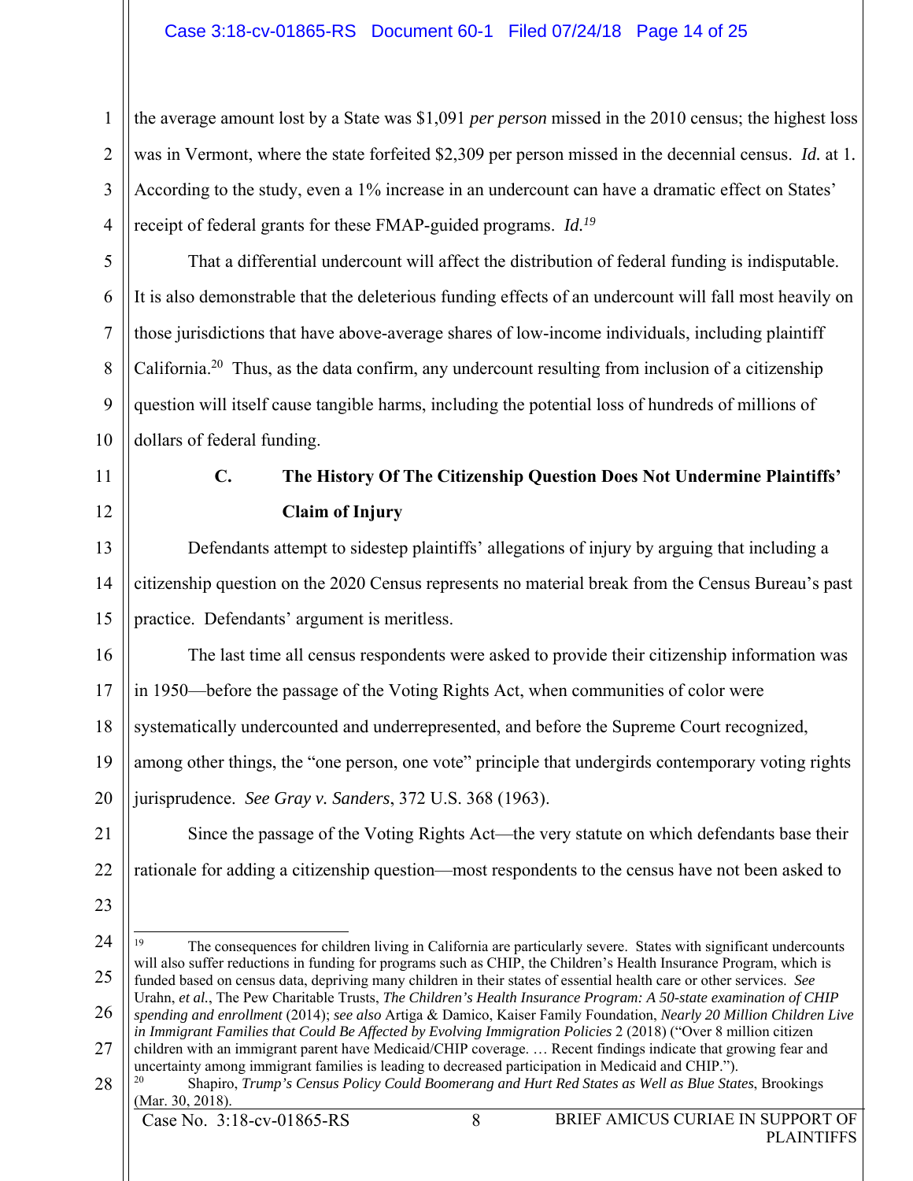the average amount lost by a State was $1,091 *per person* missed in the 2010 census; the highest loss was in Vermont, where the state forfeited $2,309 per person missed in the decennial census. *Id.* at 1. According to the study, even a 1% increase in an undercount can have a dramatic effect on States' receipt of federal grants for these FMAP-guided programs. *Id.*[19]

That a differential undercount will affect the distribution of federal funding is indisputable. It is also demonstrable that the deleterious funding effects of an undercount will fall most heavily on those jurisdictions that have above-average shares of low-income individuals, including plaintiff California.[20] Thus, as the data confirm, any undercount resulting from inclusion of a citizenship question will itself cause tangible harms, including the potential loss of hundreds of millions of dollars of federal funding.

### C. The History Of The Citizenship Question Does Not Undermine Plaintiffs' Claim of Injury

Defendants attempt to sidestep plaintiffs' allegations of injury by arguing that including a citizenship question on the 2020 Census represents no material break from the Census Bureau's past practice. Defendants' argument is meritless.

The last time all census respondents were asked to provide their citizenship information was in 1950—before the passage of the Voting Rights Act, when communities of color were systematically undercounted and underrepresented, and before the Supreme Court recognized, among other things, the "one person, one vote" principle that undergirds contemporary voting rights jurisprudence. *See Gray v. Sanders*, 372 U.S. 368 (1963).

Since the passage of the Voting Rights Act—the very statute on which defendants base their rationale for adding a citizenship question—most respondents to the census have not been asked to

---

[19] The consequences for children living in California are particularly severe. States with significant undercounts will also suffer reductions in funding for programs such as CHIP, the Children's Health Insurance Program, which is funded based on census data, depriving many children in their states of essential health care or other services. *See* Urahn, *et al.*, The Pew Charitable Trusts, *The Children's Health Insurance Program: A 50-state examination of CHIP spending and enrollment* (2014); *see also* Artiga & Damico, Kaiser Family Foundation, *Nearly 20 Million Children Live in Immigrant Families that Could Be Affected by Evolving Immigration Policies* 2 (2018) ("Over 8 million citizen children with an immigrant parent have Medicaid/CHIP coverage. … Recent findings indicate that growing fear and uncertainty among immigrant families is leading to decreased participation in Medicaid and CHIP.").

[20] Shapiro, *Trump's Census Policy Could Boomerang and Hurt Red States as Well as Blue States*, Brookings (Mar. 30, 2018).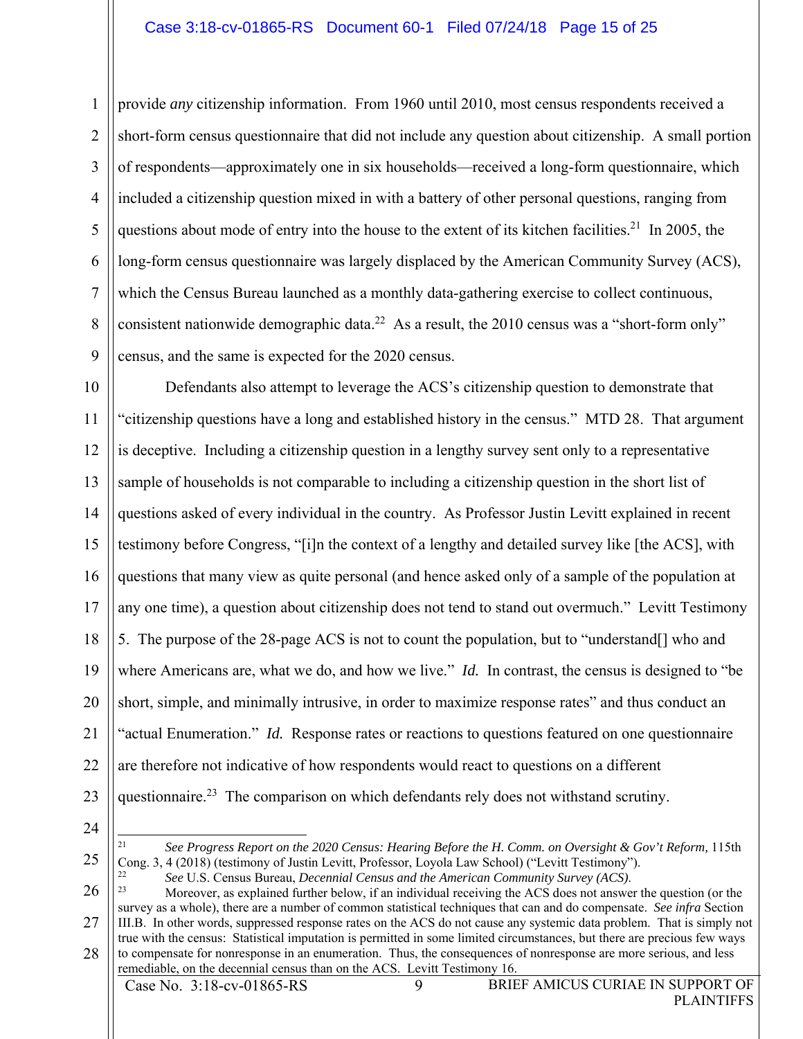provide *any* citizenship information. From 1960 until 2010, most census respondents received a short-form census questionnaire that did not include any question about citizenship. A small portion of respondents—approximately one in six households—received a long-form questionnaire, which included a citizenship question mixed in with a battery of other personal questions, ranging from questions about mode of entry into the house to the extent of its kitchen facilities.[21] In 2005, the long-form census questionnaire was largely displaced by the American Community Survey (ACS), which the Census Bureau launched as a monthly data-gathering exercise to collect continuous, consistent nationwide demographic data.[22] As a result, the 2010 census was a "short-form only" census, and the same is expected for the 2020 census.

Defendants also attempt to leverage the ACS's citizenship question to demonstrate that "citizenship questions have a long and established history in the census." MTD 28. That argument is deceptive. Including a citizenship question in a lengthy survey sent only to a representative sample of households is not comparable to including a citizenship question in the short list of questions asked of every individual in the country. As Professor Justin Levitt explained in recent testimony before Congress, "[i]n the context of a lengthy and detailed survey like [the ACS], with questions that many view as quite personal (and hence asked only of a sample of the population at any one time), a question about citizenship does not tend to stand out overmuch." Levitt Testimony 5. The purpose of the 28-page ACS is not to count the population, but to "understand[] who and where Americans are, what we do, and how we live." *Id.* In contrast, the census is designed to "be short, simple, and minimally intrusive, in order to maximize response rates" and thus conduct an "actual Enumeration." *Id.* Response rates or reactions to questions featured on one questionnaire are therefore not indicative of how respondents would react to questions on a different questionnaire.[23] The comparison on which defendants rely does not withstand scrutiny.

---

[21] *See Progress Report on the 2020 Census: Hearing Before the H. Comm. on Oversight & Gov't Reform,* 115th Cong. 3, 4 (2018) (testimony of Justin Levitt, Professor, Loyola Law School) ("Levitt Testimony").

[22] *See* U.S. Census Bureau, *Decennial Census and the American Community Survey (ACS).*

[23] Moreover, as explained further below, if an individual receiving the ACS does not answer the question (or the survey as a whole), there are a number of common statistical techniques that can and do compensate. *See infra* Section III.B. In other words, suppressed response rates on the ACS do not cause any systemic data problem. That is simply not true with the census: Statistical imputation is permitted in some limited circumstances, but there are precious few ways to compensate for nonresponse in an enumeration. Thus, the consequences of nonresponse are more serious, and less remediable, on the decennial census than on the ACS. Levitt Testimony 16.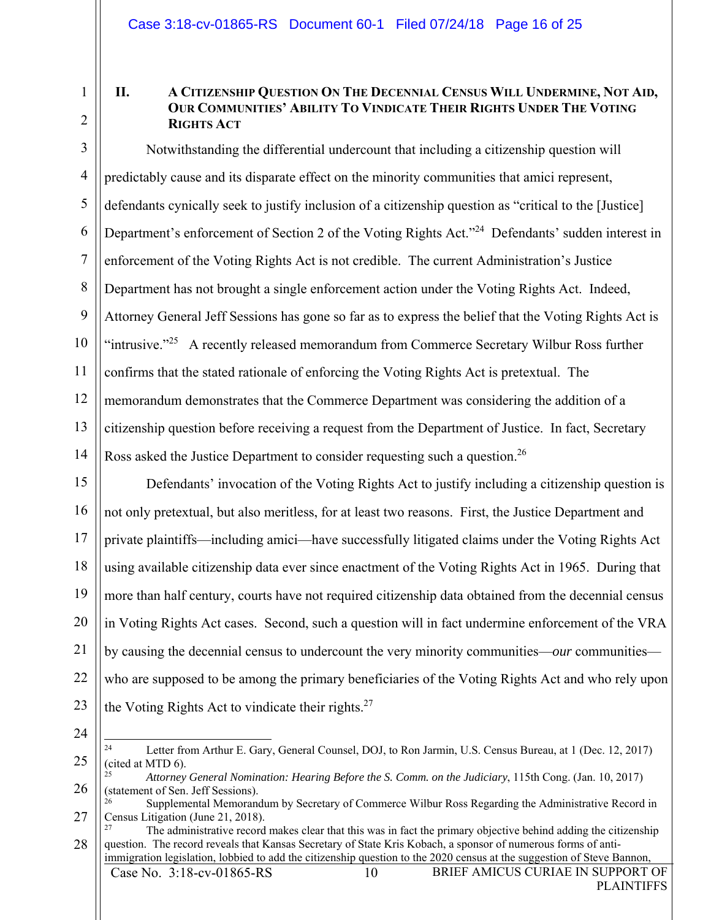## II. A Citizenship Question On The Decennial Census Will Undermine, Not Aid, Our Communities' Ability To Vindicate Their Rights Under The Voting Rights Act

Notwithstanding the differential undercount that including a citizenship question will predictably cause and its disparate effect on the minority communities that amici represent, defendants cynically seek to justify inclusion of a citizenship question as "critical to the [Justice] Department's enforcement of Section 2 of the Voting Rights Act."[24] Defendants' sudden interest in enforcement of the Voting Rights Act is not credible. The current Administration's Justice Department has not brought a single enforcement action under the Voting Rights Act. Indeed, Attorney General Jeff Sessions has gone so far as to express the belief that the Voting Rights Act is "intrusive."[25] A recently released memorandum from Commerce Secretary Wilbur Ross further confirms that the stated rationale of enforcing the Voting Rights Act is pretextual. The memorandum demonstrates that the Commerce Department was considering the addition of a citizenship question before receiving a request from the Department of Justice. In fact, Secretary Ross asked the Justice Department to consider requesting such a question.[26]

Defendants' invocation of the Voting Rights Act to justify including a citizenship question is not only pretextual, but also meritless, for at least two reasons. First, the Justice Department and private plaintiffs—including amici—have successfully litigated claims under the Voting Rights Act using available citizenship data ever since enactment of the Voting Rights Act in 1965. During that more than half century, courts have not required citizenship data obtained from the decennial census in Voting Rights Act cases. Second, such a question will in fact undermine enforcement of the VRA by causing the decennial census to undercount the very minority communities—*our* communities—who are supposed to be among the primary beneficiaries of the Voting Rights Act and who rely upon the Voting Rights Act to vindicate their rights.[27]

---

[24] Letter from Arthur E. Gary, General Counsel, DOJ, to Ron Jarmin, U.S. Census Bureau, at 1 (Dec. 12, 2017) (cited at MTD 6).

[25] *Attorney General Nomination: Hearing Before the S. Comm. on the Judiciary*, 115th Cong. (Jan. 10, 2017) (statement of Sen. Jeff Sessions).

[26] Supplemental Memorandum by Secretary of Commerce Wilbur Ross Regarding the Administrative Record in Census Litigation (June 21, 2018).

[27] The administrative record makes clear that this was in fact the primary objective behind adding the citizenship question. The record reveals that Kansas Secretary of State Kris Kobach, a sponsor of numerous forms of anti-immigration legislation, lobbied to add the citizenship question to the 2020 census at the suggestion of Steve Bannon,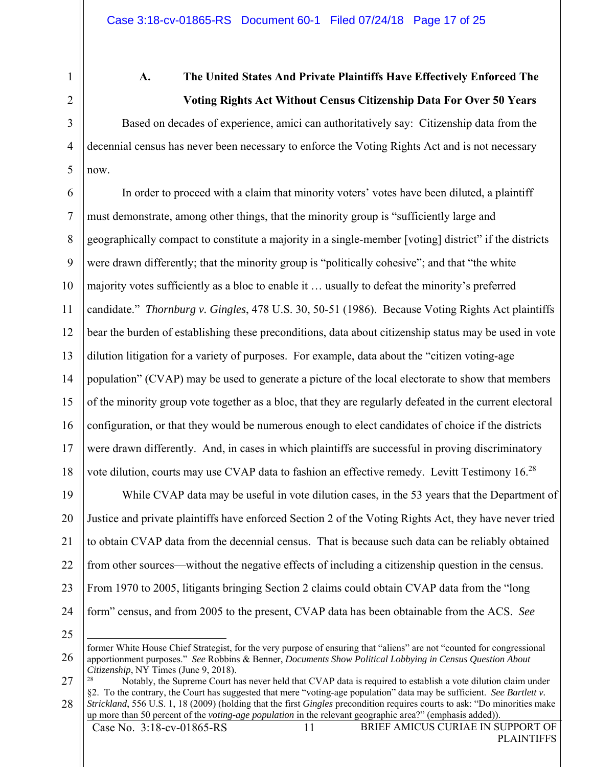### A. The United States And Private Plaintiffs Have Effectively Enforced The Voting Rights Act Without Census Citizenship Data For Over 50 Years

Based on decades of experience, amici can authoritatively say: Citizenship data from the decennial census has never been necessary to enforce the Voting Rights Act and is not necessary now.

In order to proceed with a claim that minority voters' votes have been diluted, a plaintiff must demonstrate, among other things, that the minority group is "sufficiently large and geographically compact to constitute a majority in a single-member [voting] district" if the districts were drawn differently; that the minority group is "politically cohesive"; and that "the white majority votes sufficiently as a bloc to enable it … usually to defeat the minority's preferred candidate." *Thornburg v. Gingles*, 478 U.S. 30, 50-51 (1986). Because Voting Rights Act plaintiffs bear the burden of establishing these preconditions, data about citizenship status may be used in vote dilution litigation for a variety of purposes. For example, data about the "citizen voting-age population" (CVAP) may be used to generate a picture of the local electorate to show that members of the minority group vote together as a bloc, that they are regularly defeated in the current electoral configuration, or that they would be numerous enough to elect candidates of choice if the districts were drawn differently. And, in cases in which plaintiffs are successful in proving discriminatory vote dilution, courts may use CVAP data to fashion an effective remedy. Levitt Testimony 16.[28]

While CVAP data may be useful in vote dilution cases, in the 53 years that the Department of Justice and private plaintiffs have enforced Section 2 of the Voting Rights Act, they have never tried to obtain CVAP data from the decennial census. That is because such data can be reliably obtained from other sources—without the negative effects of including a citizenship question in the census. From 1970 to 2005, litigants bringing Section 2 claims could obtain CVAP data from the "long form" census, and from 2005 to the present, CVAP data has been obtainable from the ACS. *See*

---

former White House Chief Strategist, for the very purpose of ensuring that "aliens" are not "counted for congressional apportionment purposes." *See* Robbins & Benner, *Documents Show Political Lobbying in Census Question About Citizenship*, NY Times (June 9, 2018).

[28] Notably, the Supreme Court has never held that CVAP data is required to establish a vote dilution claim under §2. To the contrary, the Court has suggested that mere "voting-age population" data may be sufficient. *See Bartlett v. Strickland*, 556 U.S. 1, 18 (2009) (holding that the first *Gingles* precondition requires courts to ask: "Do minorities make up more than 50 percent of the *voting-age population* in the relevant geographic area?" (emphasis added)).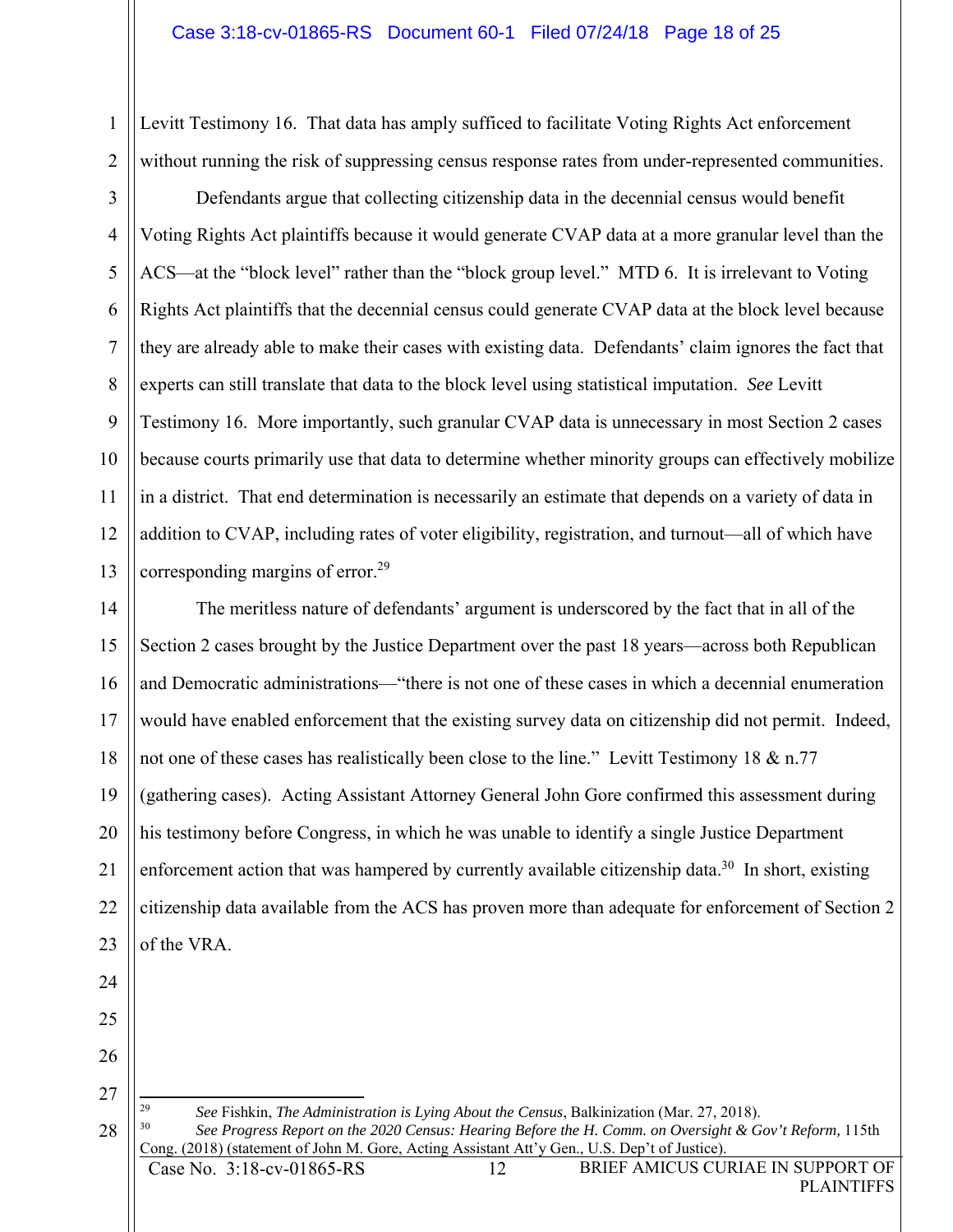Levitt Testimony 16. That data has amply sufficed to facilitate Voting Rights Act enforcement without running the risk of suppressing census response rates from under-represented communities.

Defendants argue that collecting citizenship data in the decennial census would benefit Voting Rights Act plaintiffs because it would generate CVAP data at a more granular level than the ACS—at the "block level" rather than the "block group level." MTD 6. It is irrelevant to Voting Rights Act plaintiffs that the decennial census could generate CVAP data at the block level because they are already able to make their cases with existing data. Defendants' claim ignores the fact that experts can still translate that data to the block level using statistical imputation. *See* Levitt Testimony 16. More importantly, such granular CVAP data is unnecessary in most Section 2 cases because courts primarily use that data to determine whether minority groups can effectively mobilize in a district. That end determination is necessarily an estimate that depends on a variety of data in addition to CVAP, including rates of voter eligibility, registration, and turnout—all of which have corresponding margins of error.[29]

The meritless nature of defendants' argument is underscored by the fact that in all of the Section 2 cases brought by the Justice Department over the past 18 years—across both Republican and Democratic administrations—"there is not one of these cases in which a decennial enumeration would have enabled enforcement that the existing survey data on citizenship did not permit. Indeed, not one of these cases has realistically been close to the line." Levitt Testimony 18 & n.77 (gathering cases). Acting Assistant Attorney General John Gore confirmed this assessment during his testimony before Congress, in which he was unable to identify a single Justice Department enforcement action that was hampered by currently available citizenship data.[30] In short, existing citizenship data available from the ACS has proven more than adequate for enforcement of Section 2 of the VRA.

---

[29] *See* Fishkin, *The Administration is Lying About the Census*, Balkinization (Mar. 27, 2018).

[30] *See Progress Report on the 2020 Census: Hearing Before the H. Comm. on Oversight & Gov't Reform,* 115th Cong. (2018) (statement of John M. Gore, Acting Assistant Att'y Gen., U.S. Dep't of Justice).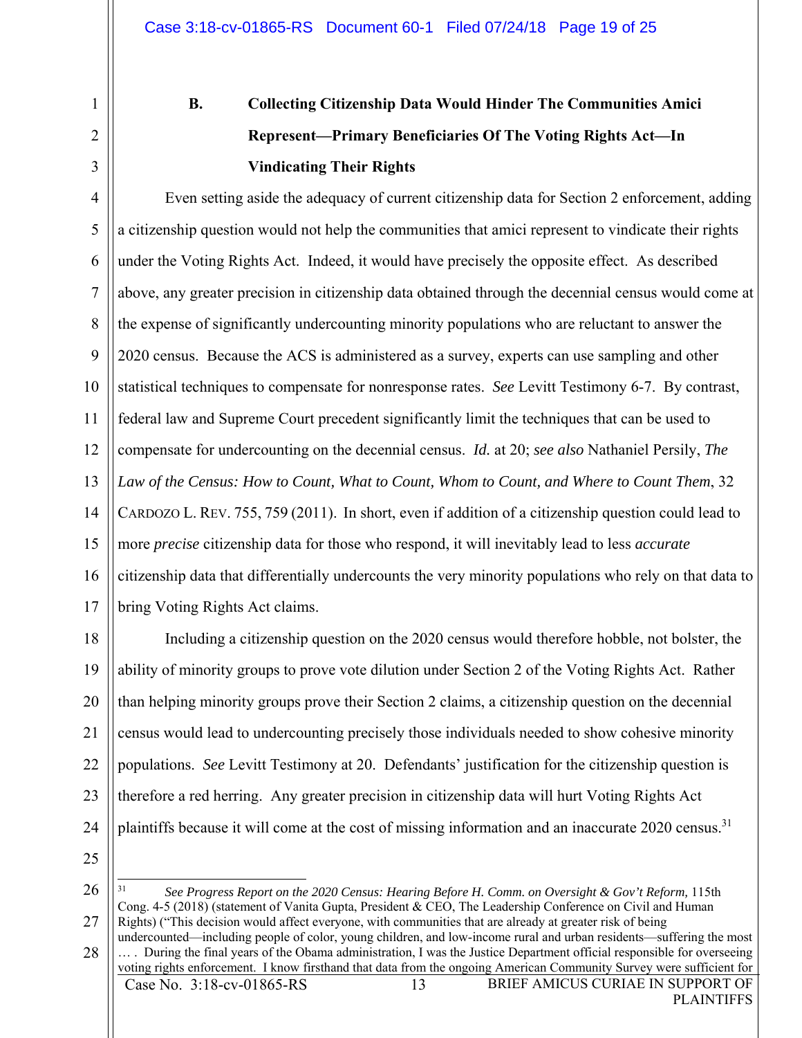### B. Collecting Citizenship Data Would Hinder The Communities Amici Represent—Primary Beneficiaries Of The Voting Rights Act—In Vindicating Their Rights

Even setting aside the adequacy of current citizenship data for Section 2 enforcement, adding a citizenship question would not help the communities that amici represent to vindicate their rights under the Voting Rights Act. Indeed, it would have precisely the opposite effect. As described above, any greater precision in citizenship data obtained through the decennial census would come at the expense of significantly undercounting minority populations who are reluctant to answer the 2020 census. Because the ACS is administered as a survey, experts can use sampling and other statistical techniques to compensate for nonresponse rates. *See* Levitt Testimony 6-7. By contrast, federal law and Supreme Court precedent significantly limit the techniques that can be used to compensate for undercounting on the decennial census. *Id.* at 20; *see also* Nathaniel Persily, *The Law of the Census: How to Count, What to Count, Whom to Count, and Where to Count Them*, 32 CARDOZO L. REV. 755, 759 (2011). In short, even if addition of a citizenship question could lead to more *precise* citizenship data for those who respond, it will inevitably lead to less *accurate* citizenship data that differentially undercounts the very minority populations who rely on that data to bring Voting Rights Act claims.

Including a citizenship question on the 2020 census would therefore hobble, not bolster, the ability of minority groups to prove vote dilution under Section 2 of the Voting Rights Act. Rather than helping minority groups prove their Section 2 claims, a citizenship question on the decennial census would lead to undercounting precisely those individuals needed to show cohesive minority populations. *See* Levitt Testimony at 20. Defendants' justification for the citizenship question is therefore a red herring. Any greater precision in citizenship data will hurt Voting Rights Act plaintiffs because it will come at the cost of missing information and an inaccurate 2020 census.[31]

[31] *See Progress Report on the 2020 Census: Hearing Before H. Comm. on Oversight & Gov't Reform,* 115th Cong. 4-5 (2018) (statement of Vanita Gupta, President & CEO, The Leadership Conference on Civil and Human Rights) ("This decision would affect everyone, with communities that are already at greater risk of being undercounted—including people of color, young children, and low-income rural and urban residents—suffering the most … . During the final years of the Obama administration, I was the Justice Department official responsible for overseeing voting rights enforcement. I know firsthand that data from the ongoing American Community Survey were sufficient for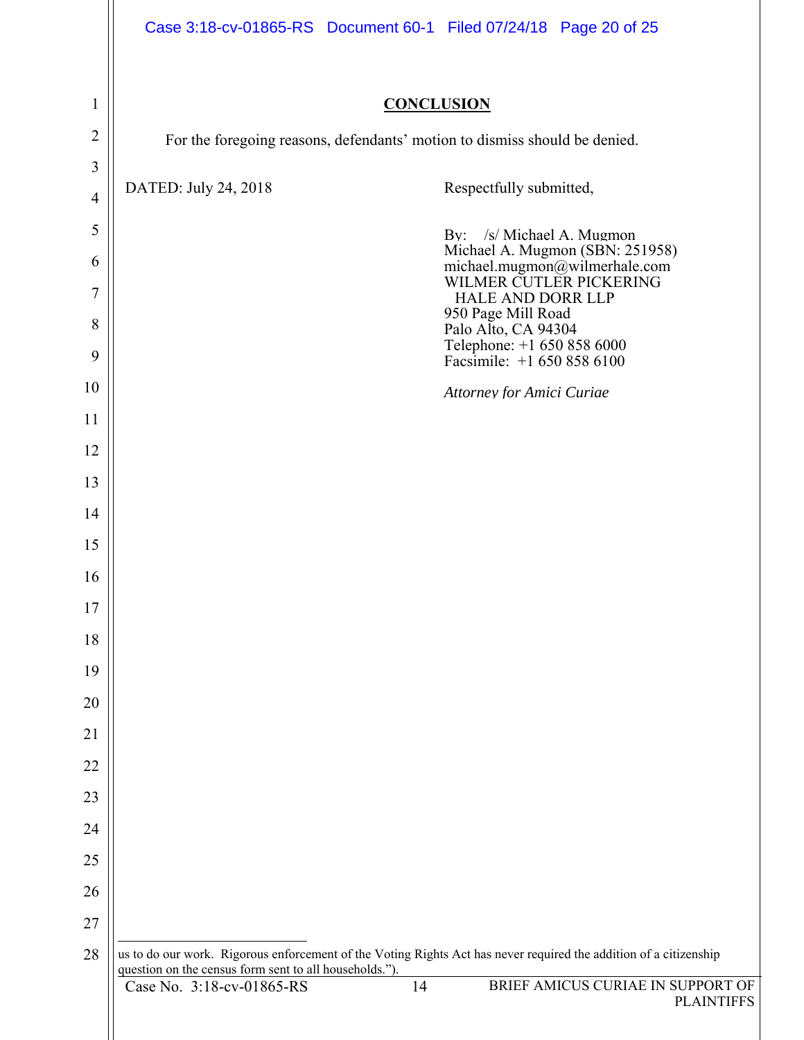## CONCLUSION

For the foregoing reasons, defendants' motion to dismiss should be denied.

DATED: July 24, 2018

Respectfully submitted,

By: /s/ Michael A. Mugmon
Michael A. Mugmon (SBN: 251958)
michael.mugmon@wilmerhale.com
WILMER CUTLER PICKERING
HALE AND DORR LLP
950 Page Mill Road
Palo Alto, CA 94304
Telephone: +1 650 858 6000
Facsimile: +1 650 858 6100

*Attorney for Amici Curiae*

---

us to do our work. Rigorous enforcement of the Voting Rights Act has never required the addition of a citizenship question on the census form sent to all households.").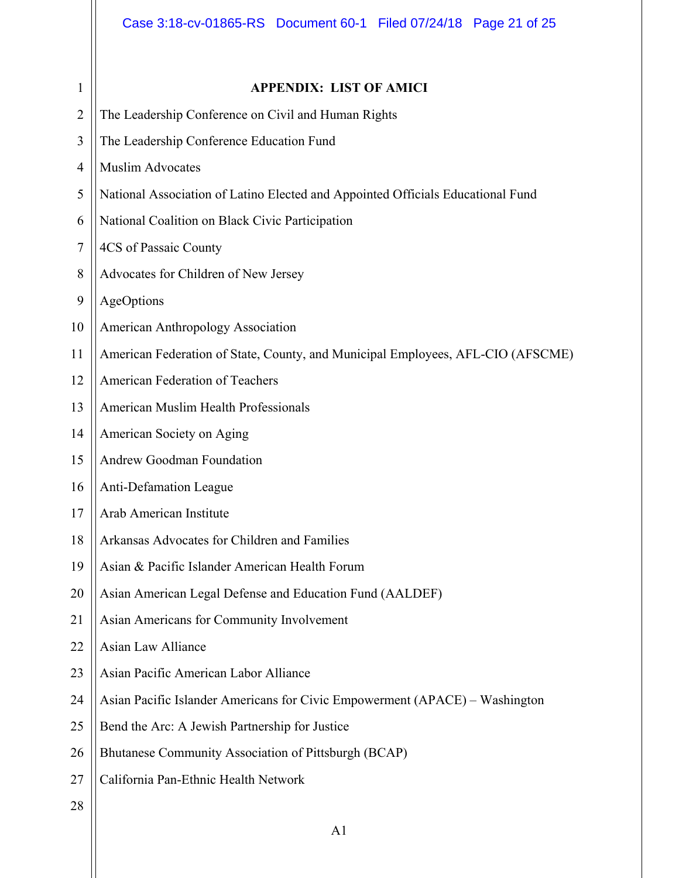## APPENDIX: LIST OF AMICI

The Leadership Conference on Civil and Human Rights

The Leadership Conference Education Fund

Muslim Advocates

National Association of Latino Elected and Appointed Officials Educational Fund

National Coalition on Black Civic Participation

4CS of Passaic County

Advocates for Children of New Jersey

AgeOptions

American Anthropology Association

American Federation of State, County, and Municipal Employees, AFL-CIO (AFSCME)

American Federation of Teachers

American Muslim Health Professionals

American Society on Aging

Andrew Goodman Foundation

Anti-Defamation League

Arab American Institute

Arkansas Advocates for Children and Families

Asian & Pacific Islander American Health Forum

Asian American Legal Defense and Education Fund (AALDEF)

Asian Americans for Community Involvement

Asian Law Alliance

Asian Pacific American Labor Alliance

Asian Pacific Islander Americans for Civic Empowerment (APACE) – Washington

Bend the Arc: A Jewish Partnership for Justice

Bhutanese Community Association of Pittsburgh (BCAP)

California Pan-Ethnic Health Network

A1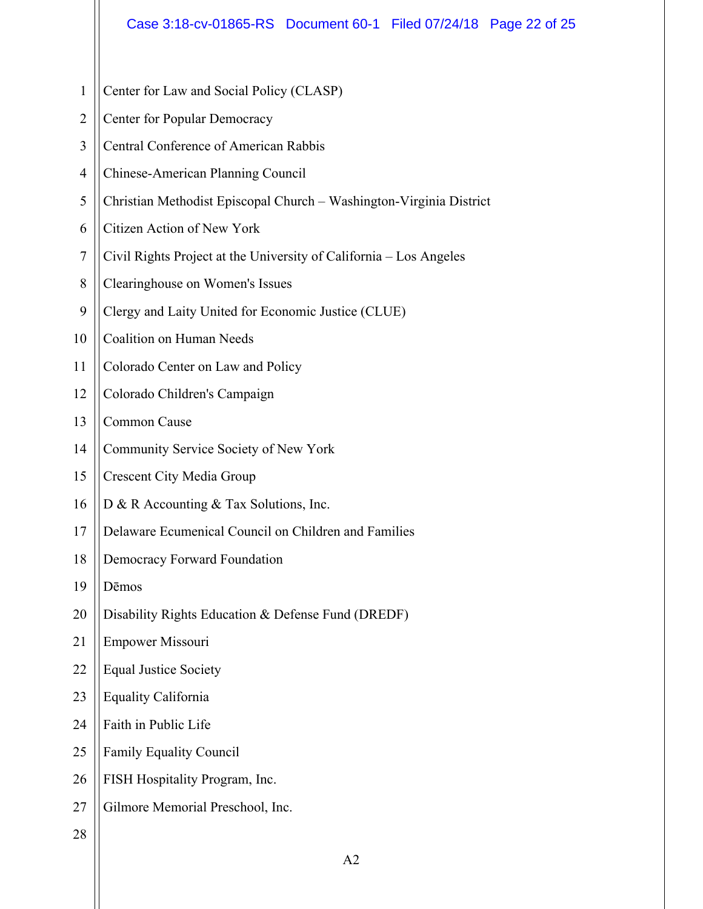Center for Law and Social Policy (CLASP)

Center for Popular Democracy

Central Conference of American Rabbis

Chinese-American Planning Council

Christian Methodist Episcopal Church – Washington-Virginia District

Citizen Action of New York

Civil Rights Project at the University of California – Los Angeles

Clearinghouse on Women's Issues

Clergy and Laity United for Economic Justice (CLUE)

Coalition on Human Needs

Colorado Center on Law and Policy

Colorado Children's Campaign

Common Cause

Community Service Society of New York

Crescent City Media Group

D & R Accounting & Tax Solutions, Inc.

Delaware Ecumenical Council on Children and Families

Democracy Forward Foundation

Dēmos

Disability Rights Education & Defense Fund (DREDF)

Empower Missouri

Equal Justice Society

Equality California

Faith in Public Life

Family Equality Council

FISH Hospitality Program, Inc.

Gilmore Memorial Preschool, Inc.

A2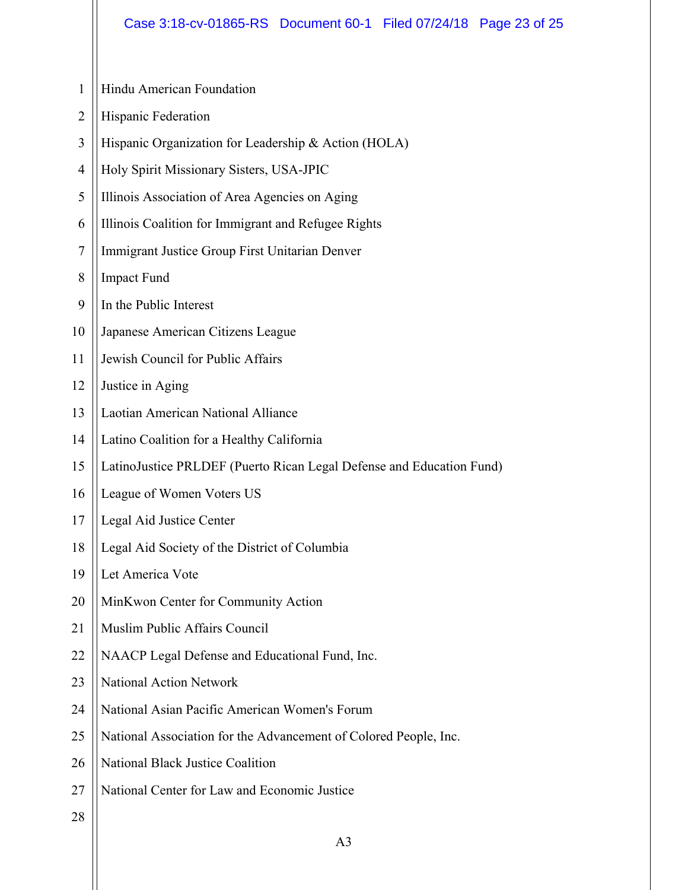Hindu American Foundation

Hispanic Federation

Hispanic Organization for Leadership & Action (HOLA)

Holy Spirit Missionary Sisters, USA-JPIC

Illinois Association of Area Agencies on Aging

Illinois Coalition for Immigrant and Refugee Rights

Immigrant Justice Group First Unitarian Denver

Impact Fund

In the Public Interest

Japanese American Citizens League

Jewish Council for Public Affairs

Justice in Aging

Laotian American National Alliance

Latino Coalition for a Healthy California

LatinoJustice PRLDEF (Puerto Rican Legal Defense and Education Fund)

League of Women Voters US

Legal Aid Justice Center

Legal Aid Society of the District of Columbia

Let America Vote

MinKwon Center for Community Action

Muslim Public Affairs Council

NAACP Legal Defense and Educational Fund, Inc.

National Action Network

National Asian Pacific American Women's Forum

National Association for the Advancement of Colored People, Inc.

National Black Justice Coalition

National Center for Law and Economic Justice

A3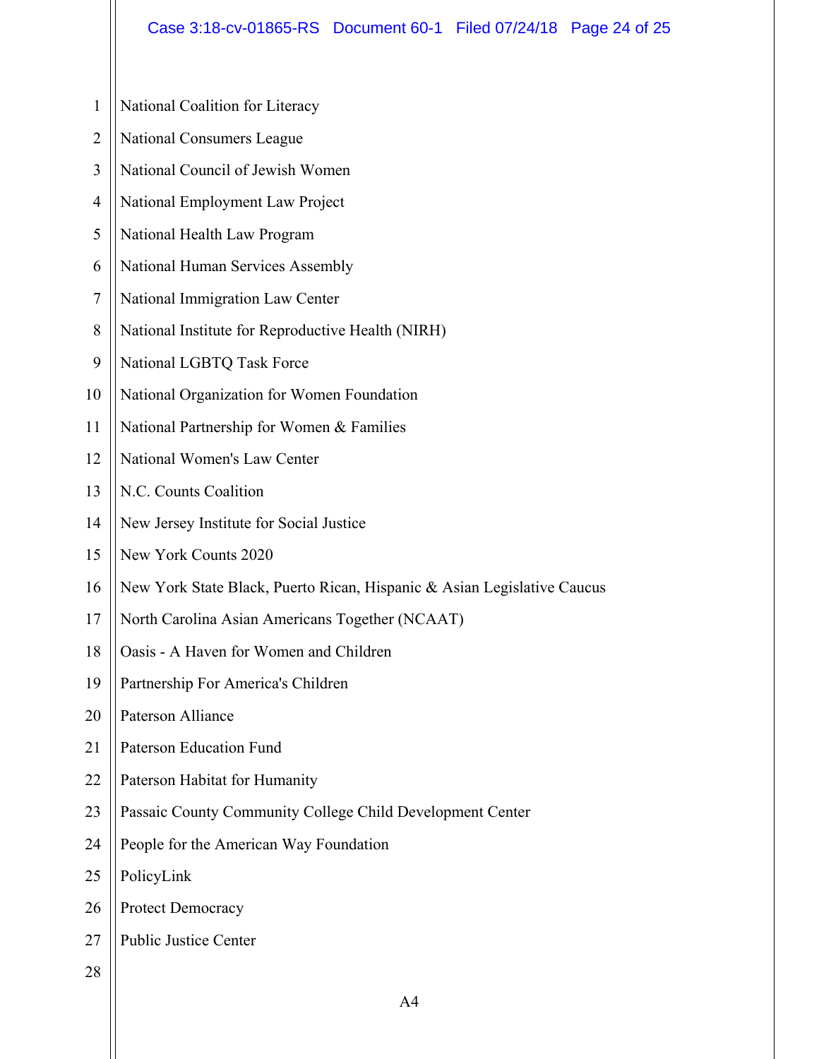National Coalition for Literacy

National Consumers League

National Council of Jewish Women

National Employment Law Project

National Health Law Program

National Human Services Assembly

National Immigration Law Center

National Institute for Reproductive Health (NIRH)

National LGBTQ Task Force

National Organization for Women Foundation

National Partnership for Women & Families

National Women's Law Center

N.C. Counts Coalition

New Jersey Institute for Social Justice

New York Counts 2020

New York State Black, Puerto Rican, Hispanic & Asian Legislative Caucus

North Carolina Asian Americans Together (NCAAT)

Oasis - A Haven for Women and Children

Partnership For America's Children

Paterson Alliance

Paterson Education Fund

Paterson Habitat for Humanity

Passaic County Community College Child Development Center

People for the American Way Foundation

PolicyLink

Protect Democracy

Public Justice Center

A4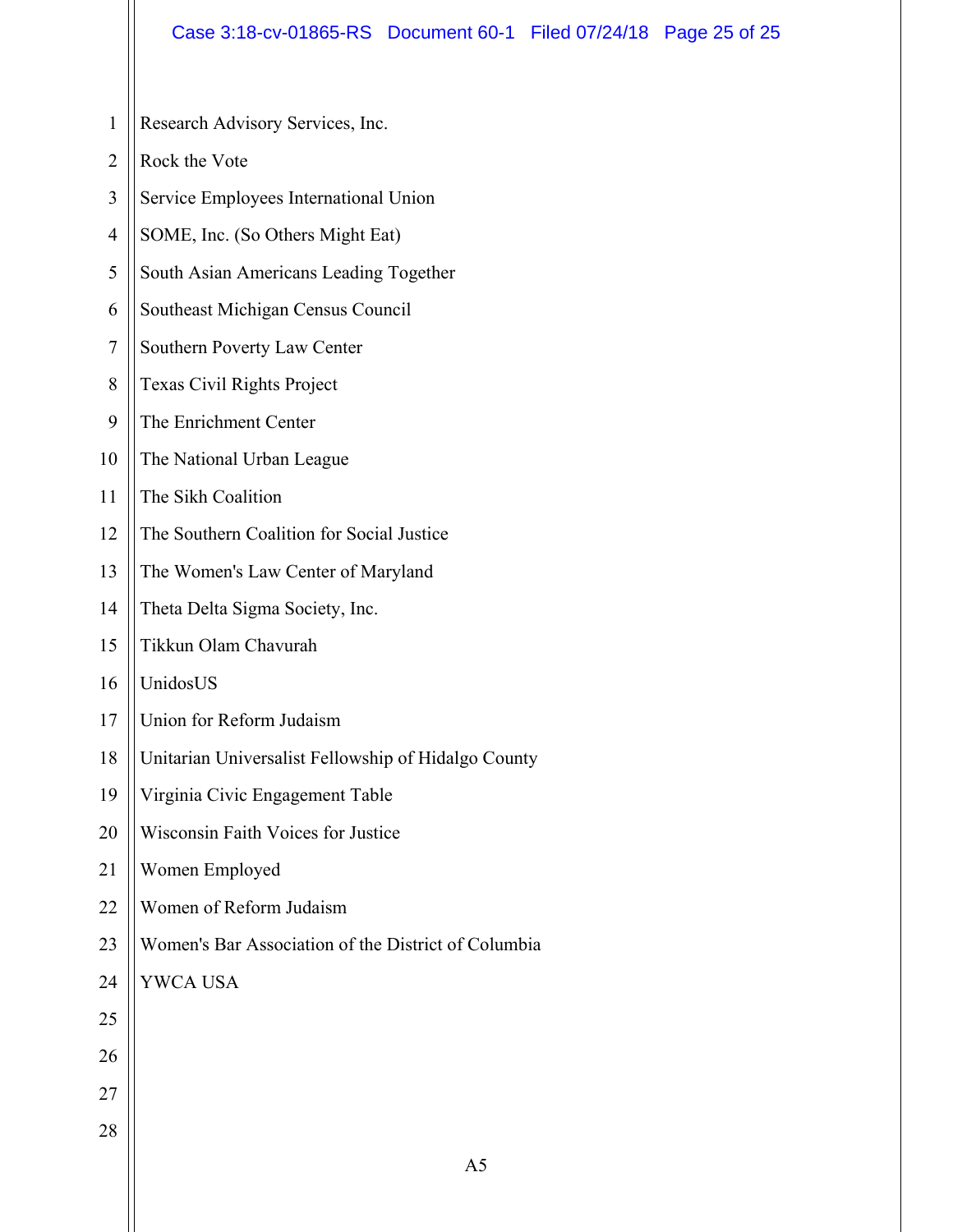Research Advisory Services, Inc.

Rock the Vote

Service Employees International Union

SOME, Inc. (So Others Might Eat)

South Asian Americans Leading Together

Southeast Michigan Census Council

Southern Poverty Law Center

Texas Civil Rights Project

The Enrichment Center

The National Urban League

The Sikh Coalition

The Southern Coalition for Social Justice

The Women's Law Center of Maryland

Theta Delta Sigma Society, Inc.

Tikkun Olam Chavurah

UnidosUS

Union for Reform Judaism

Unitarian Universalist Fellowship of Hidalgo County

Virginia Civic Engagement Table

Wisconsin Faith Voices for Justice

Women Employed

Women of Reform Judaism

Women's Bar Association of the District of Columbia

YWCA USA

A5